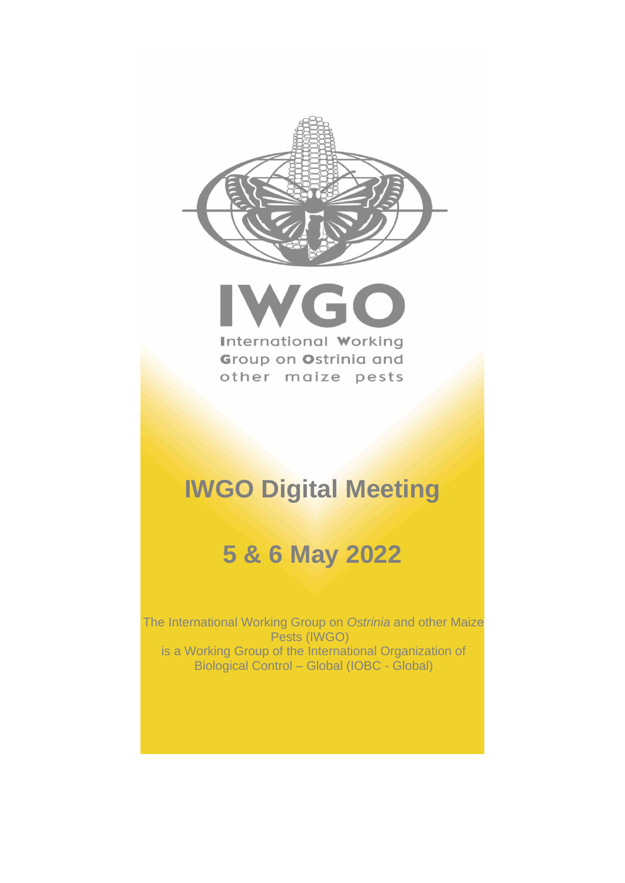# IWGO

International Working Group on Ostrinia and other maize pests

# IWGO Digital Meeting

# 5 & 6 May 2022

The International Working Group on *Ostrinia* and other Maize Pests (IWGO) is a Working Group of the International Organization of Biological Control – Global (IOBC - Global)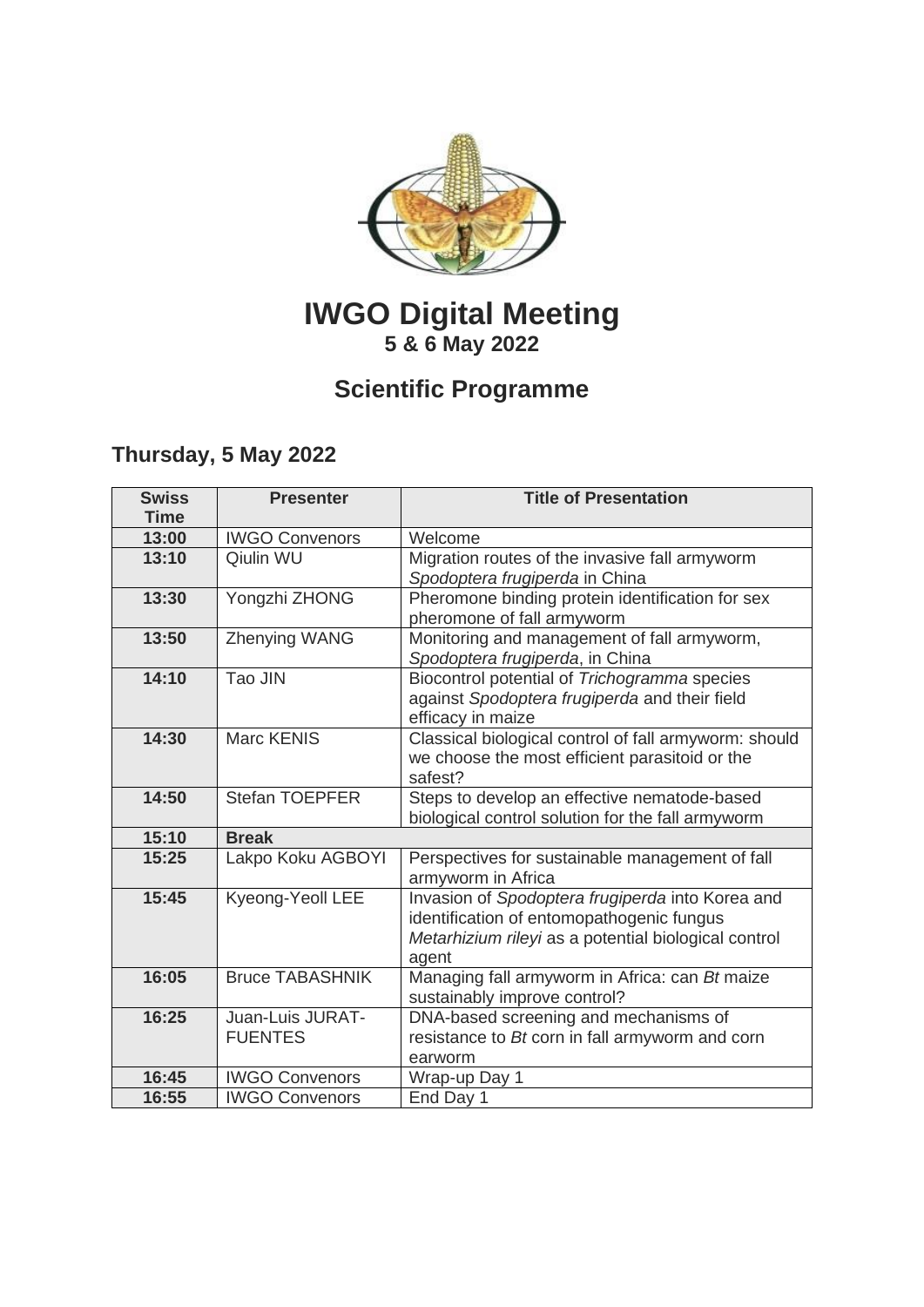# IWGO Digital Meeting

**5 & 6 May 2022**

## Scientific Programme

### Thursday, 5 May 2022

| Swiss Time | Presenter | Title of Presentation |
|---|---|---|
| **13:00** | IWGO Convenors | Welcome |
| **13:10** | Qiulin WU | Migration routes of the invasive fall armyworm *Spodoptera frugiperda* in China |
| **13:30** | Yongzhi ZHONG | Pheromone binding protein identification for sex pheromone of fall armyworm |
| **13:50** | Zhenying WANG | Monitoring and management of fall armyworm, *Spodoptera frugiperda*, in China |
| **14:10** | Tao JIN | Biocontrol potential of *Trichogramma* species against *Spodoptera frugiperda* and their field efficacy in maize |
| **14:30** | Marc KENIS | Classical biological control of fall armyworm: should we choose the most efficient parasitoid or the safest? |
| **14:50** | Stefan TOEPFER | Steps to develop an effective nematode-based biological control solution for the fall armyworm |
| **15:10** | **Break** | |
| **15:25** | Lakpo Koku AGBOYI | Perspectives for sustainable management of fall armyworm in Africa |
| **15:45** | Kyeong-Yeoll LEE | Invasion of *Spodoptera frugiperda* into Korea and identification of entomopathogenic fungus *Metarhizium rileyi* as a potential biological control agent |
| **16:05** | Bruce TABASHNIK | Managing fall armyworm in Africa: can *Bt* maize sustainably improve control? |
| **16:25** | Juan-Luis JURAT-FUENTES | DNA-based screening and mechanisms of resistance to *Bt* corn in fall armyworm and corn earworm |
| **16:45** | IWGO Convenors | Wrap-up Day 1 |
| **16:55** | IWGO Convenors | End Day 1 |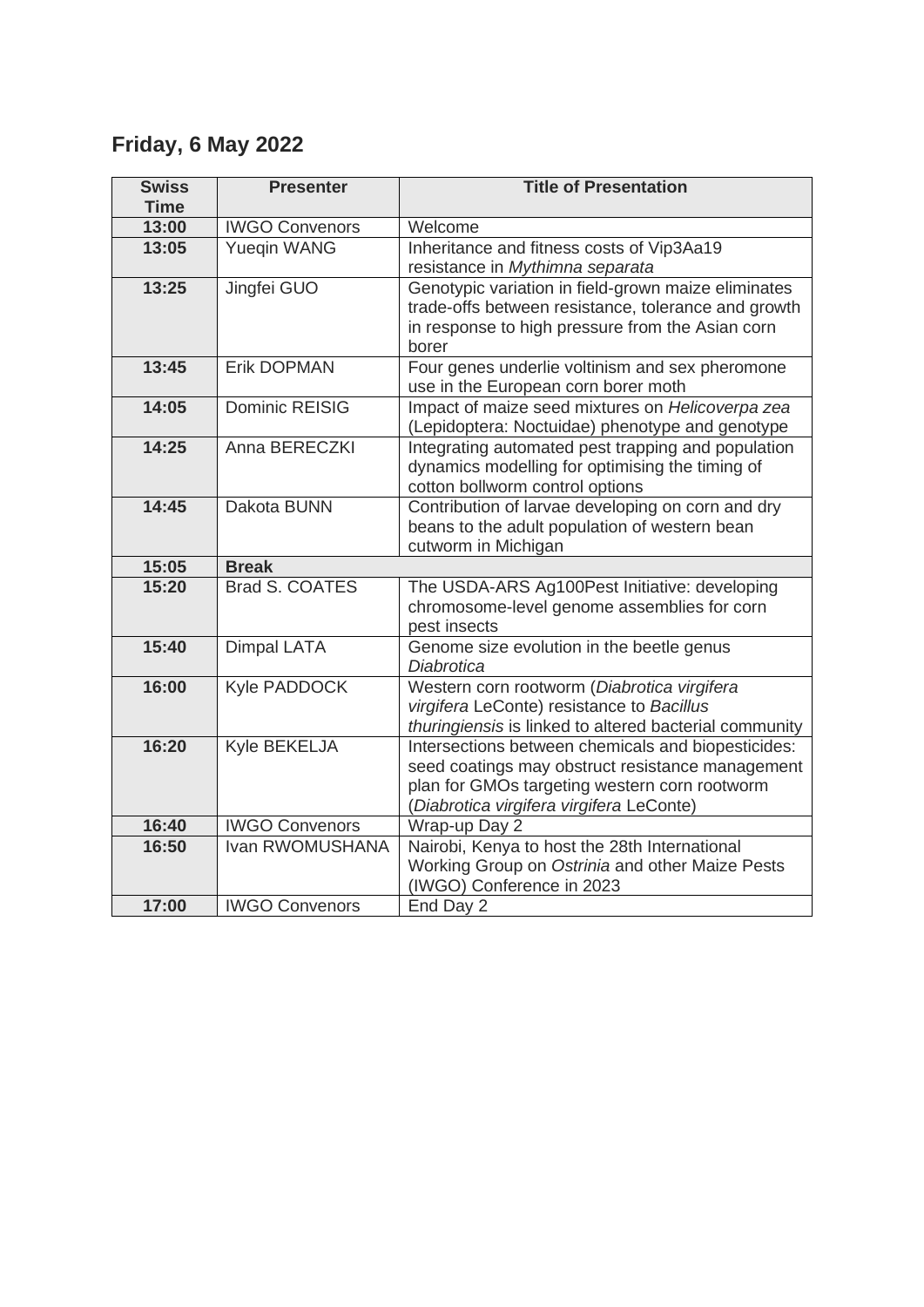## Friday, 6 May 2022

| Swiss Time | Presenter | Title of Presentation |
|---|---|---|
| 13:00 | IWGO Convenors | Welcome |
| 13:05 | Yueqin WANG | Inheritance and fitness costs of Vip3Aa19 resistance in *Mythimna separata* |
| 13:25 | Jingfei GUO | Genotypic variation in field-grown maize eliminates trade-offs between resistance, tolerance and growth in response to high pressure from the Asian corn borer |
| 13:45 | Erik DOPMAN | Four genes underlie voltinism and sex pheromone use in the European corn borer moth |
| 14:05 | Dominic REISIG | Impact of maize seed mixtures on *Helicoverpa zea* (Lepidoptera: Noctuidae) phenotype and genotype |
| 14:25 | Anna BERECZKI | Integrating automated pest trapping and population dynamics modelling for optimising the timing of cotton bollworm control options |
| 14:45 | Dakota BUNN | Contribution of larvae developing on corn and dry beans to the adult population of western bean cutworm in Michigan |
| 15:05 | **Break** | |
| 15:20 | Brad S. COATES | The USDA-ARS Ag100Pest Initiative: developing chromosome-level genome assemblies for corn pest insects |
| 15:40 | Dimpal LATA | Genome size evolution in the beetle genus *Diabrotica* |
| 16:00 | Kyle PADDOCK | Western corn rootworm (*Diabrotica virgifera virgifera* LeConte) resistance to *Bacillus thuringiensis* is linked to altered bacterial community |
| 16:20 | Kyle BEKELJA | Intersections between chemicals and biopesticides: seed coatings may obstruct resistance management plan for GMOs targeting western corn rootworm (*Diabrotica virgifera virgifera* LeConte) |
| 16:40 | IWGO Convenors | Wrap-up Day 2 |
| 16:50 | Ivan RWOMUSHANA | Nairobi, Kenya to host the 28th International Working Group on *Ostrinia* and other Maize Pests (IWGO) Conference in 2023 |
| 17:00 | IWGO Convenors | End Day 2 |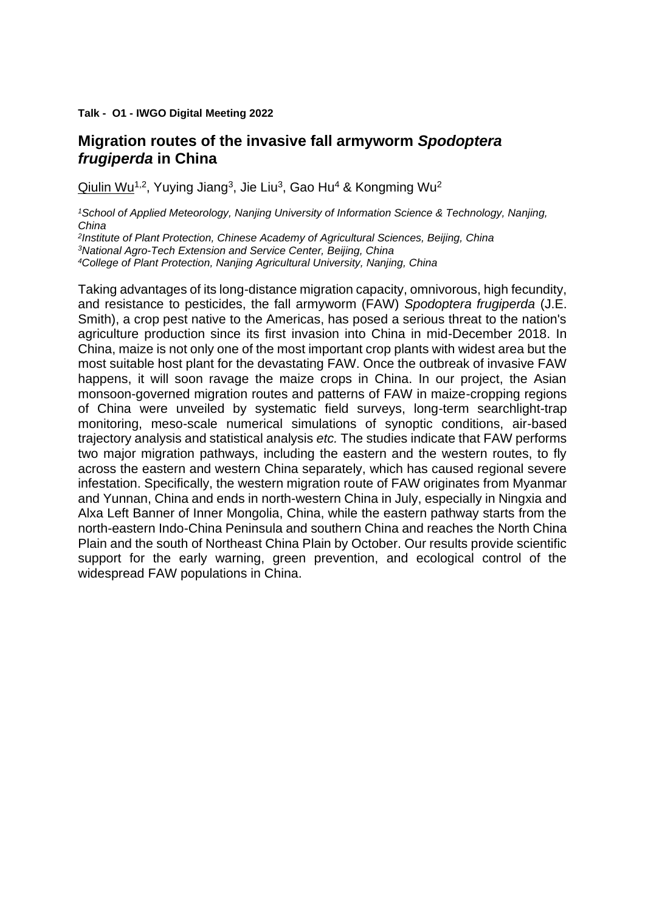**Talk - O1 - IWGO Digital Meeting 2022**

## Migration routes of the invasive fall armyworm *Spodoptera frugiperda* in China

Qiulin Wu[1,2], Yuying Jiang[3], Jie Liu[3], Gao Hu[4] & Kongming Wu[2]

*[1]School of Applied Meteorology, Nanjing University of Information Science & Technology, Nanjing, China*
*[2]Institute of Plant Protection, Chinese Academy of Agricultural Sciences, Beijing, China*
*[3]National Agro-Tech Extension and Service Center, Beijing, China*
*[4]College of Plant Protection, Nanjing Agricultural University, Nanjing, China*

Taking advantages of its long-distance migration capacity, omnivorous, high fecundity, and resistance to pesticides, the fall armyworm (FAW) *Spodoptera frugiperda* (J.E. Smith), a crop pest native to the Americas, has posed a serious threat to the nation's agriculture production since its first invasion into China in mid-December 2018. In China, maize is not only one of the most important crop plants with widest area but the most suitable host plant for the devastating FAW. Once the outbreak of invasive FAW happens, it will soon ravage the maize crops in China. In our project, the Asian monsoon-governed migration routes and patterns of FAW in maize-cropping regions of China were unveiled by systematic field surveys, long-term searchlight-trap monitoring, meso-scale numerical simulations of synoptic conditions, air-based trajectory analysis and statistical analysis *etc.* The studies indicate that FAW performs two major migration pathways, including the eastern and the western routes, to fly across the eastern and western China separately, which has caused regional severe infestation. Specifically, the western migration route of FAW originates from Myanmar and Yunnan, China and ends in north-western China in July, especially in Ningxia and Alxa Left Banner of Inner Mongolia, China, while the eastern pathway starts from the north-eastern Indo-China Peninsula and southern China and reaches the North China Plain and the south of Northeast China Plain by October. Our results provide scientific support for the early warning, green prevention, and ecological control of the widespread FAW populations in China.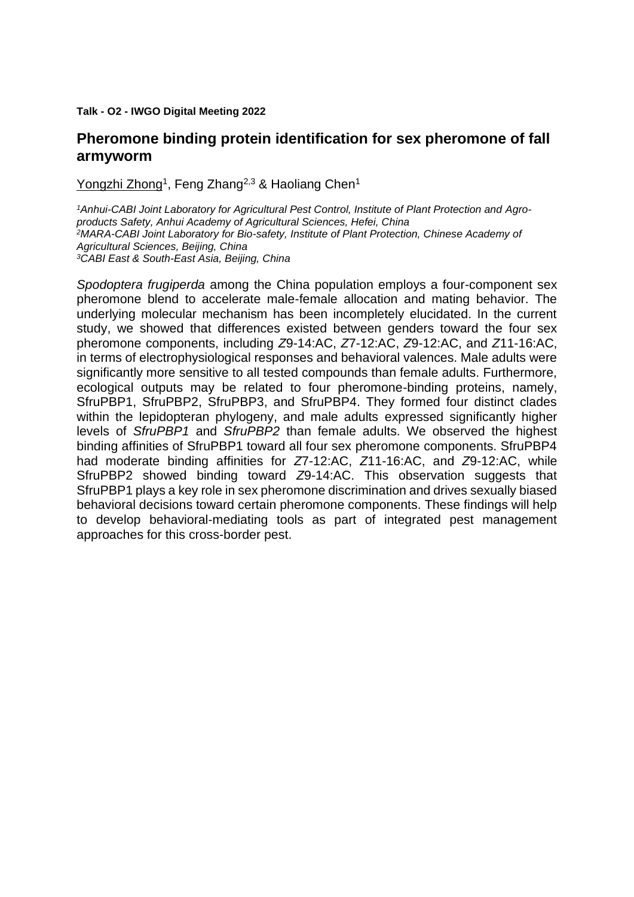**Talk - O2 - IWGO Digital Meeting 2022**

## Pheromone binding protein identification for sex pheromone of fall armyworm

Yongzhi Zhong[1], Feng Zhang[2,3] & Haoliang Chen[1]

*[1]Anhui-CABI Joint Laboratory for Agricultural Pest Control, Institute of Plant Protection and Agro-products Safety, Anhui Academy of Agricultural Sciences, Hefei, China*
*[2]MARA-CABI Joint Laboratory for Bio-safety, Institute of Plant Protection, Chinese Academy of Agricultural Sciences, Beijing, China*
*[3]CABI East & South-East Asia, Beijing, China*

*Spodoptera frugiperda* among the China population employs a four-component sex pheromone blend to accelerate male-female allocation and mating behavior. The underlying molecular mechanism has been incompletely elucidated. In the current study, we showed that differences existed between genders toward the four sex pheromone components, including *Z*9-14:AC, *Z*7-12:AC, *Z*9-12:AC, and *Z*11-16:AC, in terms of electrophysiological responses and behavioral valences. Male adults were significantly more sensitive to all tested compounds than female adults. Furthermore, ecological outputs may be related to four pheromone-binding proteins, namely, SfruPBP1, SfruPBP2, SfruPBP3, and SfruPBP4. They formed four distinct clades within the lepidopteran phylogeny, and male adults expressed significantly higher levels of *SfruPBP1* and *SfruPBP2* than female adults. We observed the highest binding affinities of SfruPBP1 toward all four sex pheromone components. SfruPBP4 had moderate binding affinities for *Z*7-12:AC, *Z*11-16:AC, and *Z*9-12:AC, while SfruPBP2 showed binding toward *Z*9-14:AC. This observation suggests that SfruPBP1 plays a key role in sex pheromone discrimination and drives sexually biased behavioral decisions toward certain pheromone components. These findings will help to develop behavioral-mediating tools as part of integrated pest management approaches for this cross-border pest.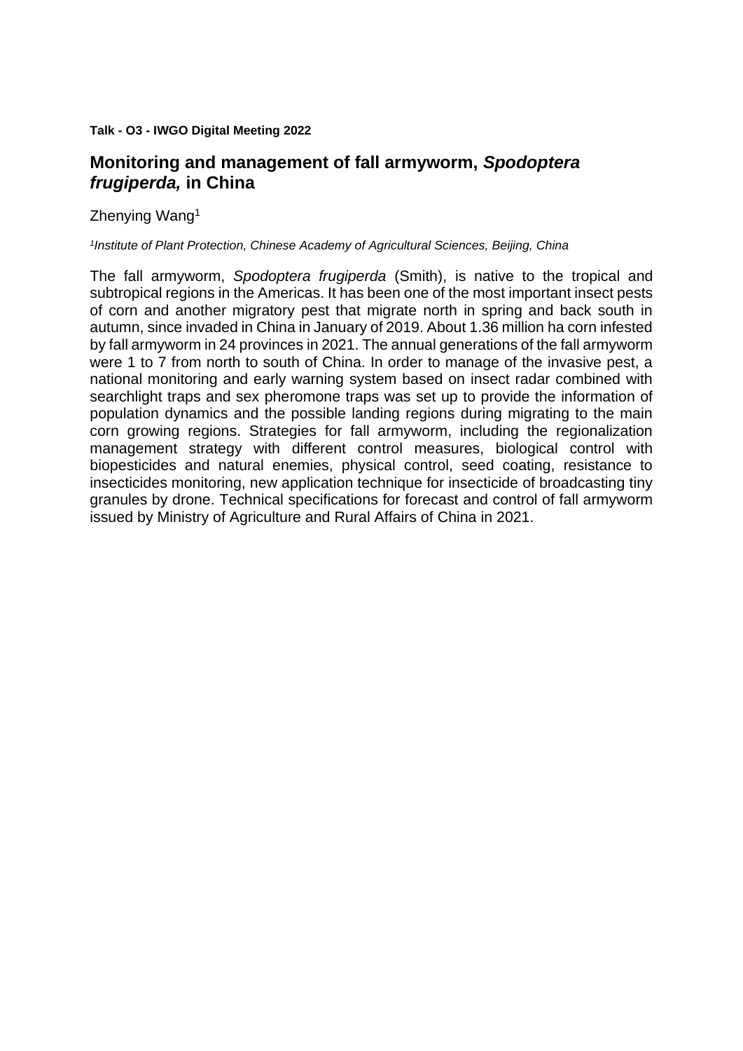**Talk - O3 - IWGO Digital Meeting 2022**

## Monitoring and management of fall armyworm, ***Spodoptera frugiperda,*** in China

Zhenying Wang[1]

*[1]Institute of Plant Protection, Chinese Academy of Agricultural Sciences, Beijing, China*

The fall armyworm, *Spodoptera frugiperda* (Smith), is native to the tropical and subtropical regions in the Americas. It has been one of the most important insect pests of corn and another migratory pest that migrate north in spring and back south in autumn, since invaded in China in January of 2019. About 1.36 million ha corn infested by fall armyworm in 24 provinces in 2021. The annual generations of the fall armyworm were 1 to 7 from north to south of China. In order to manage of the invasive pest, a national monitoring and early warning system based on insect radar combined with searchlight traps and sex pheromone traps was set up to provide the information of population dynamics and the possible landing regions during migrating to the main corn growing regions. Strategies for fall armyworm, including the regionalization management strategy with different control measures, biological control with biopesticides and natural enemies, physical control, seed coating, resistance to insecticides monitoring, new application technique for insecticide of broadcasting tiny granules by drone. Technical specifications for forecast and control of fall armyworm issued by Ministry of Agriculture and Rural Affairs of China in 2021.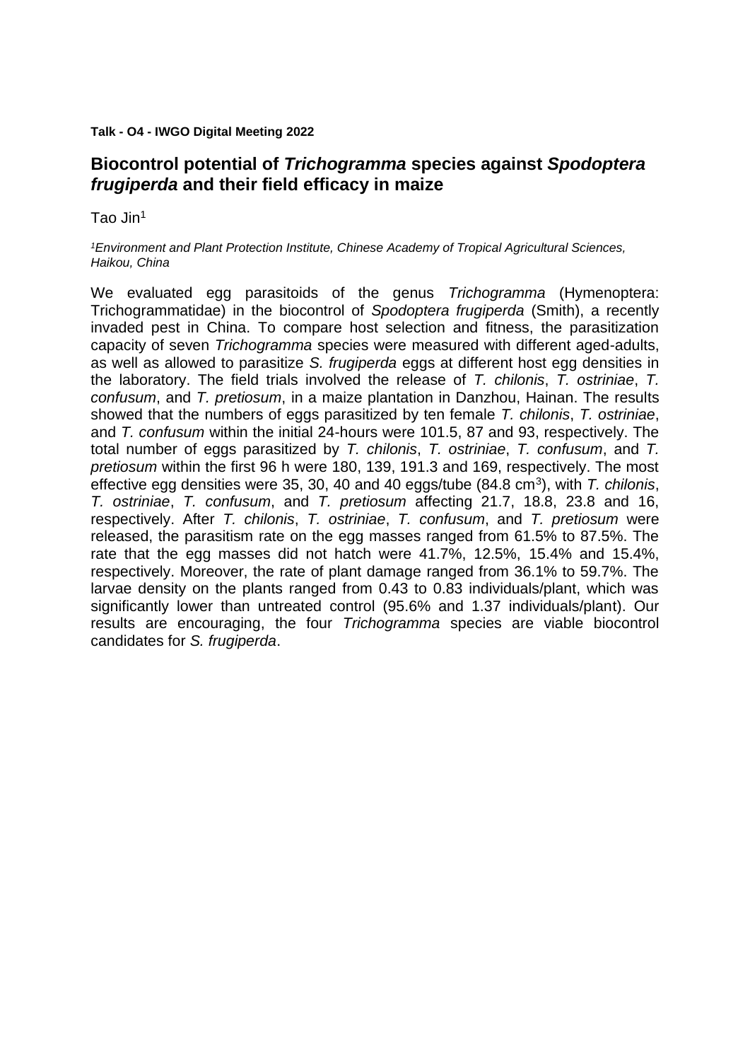**Talk - O4 - IWGO Digital Meeting 2022**

## Biocontrol potential of *Trichogramma* species against *Spodoptera frugiperda* and their field efficacy in maize

Tao Jin[1]

*[1]Environment and Plant Protection Institute, Chinese Academy of Tropical Agricultural Sciences, Haikou, China*

We evaluated egg parasitoids of the genus *Trichogramma* (Hymenoptera: Trichogrammatidae) in the biocontrol of *Spodoptera frugiperda* (Smith), a recently invaded pest in China. To compare host selection and fitness, the parasitization capacity of seven *Trichogramma* species were measured with different aged-adults, as well as allowed to parasitize *S. frugiperda* eggs at different host egg densities in the laboratory. The field trials involved the release of *T. chilonis*, *T. ostriniae*, *T. confusum*, and *T. pretiosum*, in a maize plantation in Danzhou, Hainan. The results showed that the numbers of eggs parasitized by ten female *T. chilonis*, *T. ostriniae*, and *T. confusum* within the initial 24-hours were 101.5, 87 and 93, respectively. The total number of eggs parasitized by *T. chilonis*, *T. ostriniae*, *T. confusum*, and *T. pretiosum* within the first 96 h were 180, 139, 191.3 and 169, respectively. The most effective egg densities were 35, 30, 40 and 40 eggs/tube (84.8 $cm^3$), with *T. chilonis*, *T. ostriniae*, *T. confusum*, and *T. pretiosum* affecting 21.7, 18.8, 23.8 and 16, respectively. After *T. chilonis*, *T. ostriniae*, *T. confusum*, and *T. pretiosum* were released, the parasitism rate on the egg masses ranged from 61.5% to 87.5%. The rate that the egg masses did not hatch were 41.7%, 12.5%, 15.4% and 15.4%, respectively. Moreover, the rate of plant damage ranged from 36.1% to 59.7%. The larvae density on the plants ranged from 0.43 to 0.83 individuals/plant, which was significantly lower than untreated control (95.6% and 1.37 individuals/plant). Our results are encouraging, the four *Trichogramma* species are viable biocontrol candidates for *S. frugiperda*.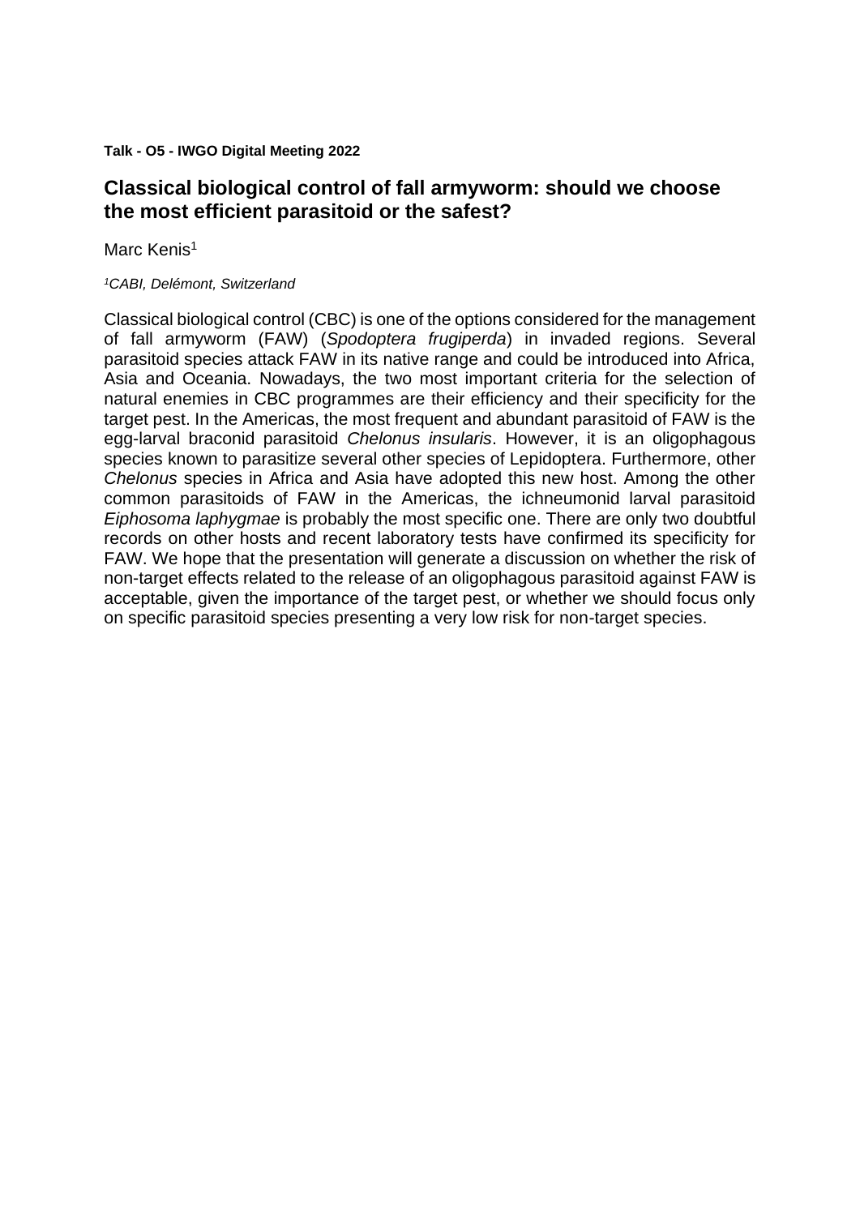**Talk - O5 - IWGO Digital Meeting 2022**

## Classical biological control of fall armyworm: should we choose the most efficient parasitoid or the safest?

Marc Kenis[1]

*[1]CABI, Delémont, Switzerland*

Classical biological control (CBC) is one of the options considered for the management of fall armyworm (FAW) (*Spodoptera frugiperda*) in invaded regions. Several parasitoid species attack FAW in its native range and could be introduced into Africa, Asia and Oceania. Nowadays, the two most important criteria for the selection of natural enemies in CBC programmes are their efficiency and their specificity for the target pest. In the Americas, the most frequent and abundant parasitoid of FAW is the egg-larval braconid parasitoid *Chelonus insularis*. However, it is an oligophagous species known to parasitize several other species of Lepidoptera. Furthermore, other *Chelonus* species in Africa and Asia have adopted this new host. Among the other common parasitoids of FAW in the Americas, the ichneumonid larval parasitoid *Eiphosoma laphygmae* is probably the most specific one. There are only two doubtful records on other hosts and recent laboratory tests have confirmed its specificity for FAW. We hope that the presentation will generate a discussion on whether the risk of non-target effects related to the release of an oligophagous parasitoid against FAW is acceptable, given the importance of the target pest, or whether we should focus only on specific parasitoid species presenting a very low risk for non-target species.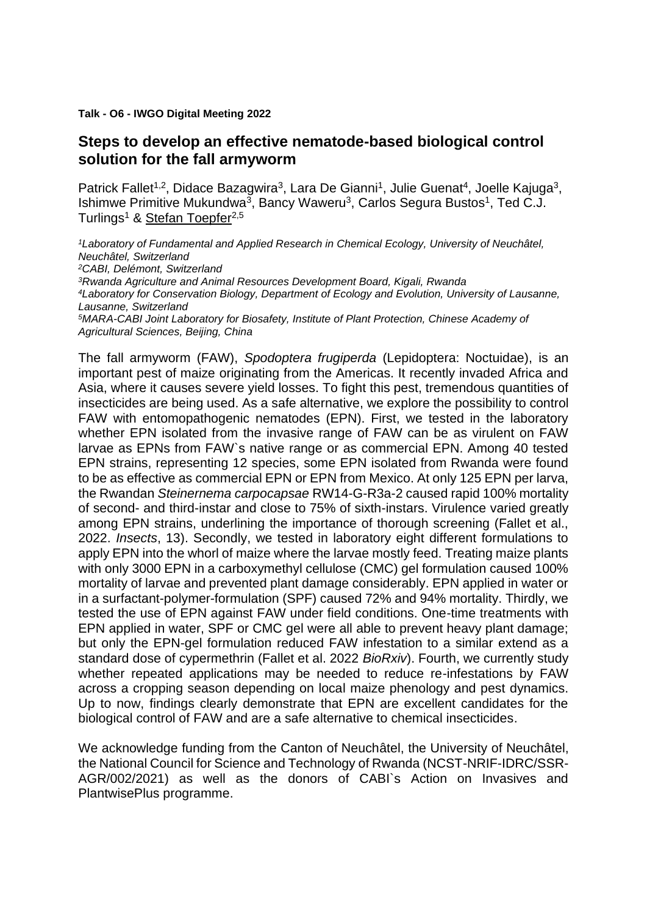**Talk - O6 - IWGO Digital Meeting 2022**

## Steps to develop an effective nematode-based biological control solution for the fall armyworm

Patrick Fallet[1,2], Didace Bazagwira[3], Lara De Gianni[1], Julie Guenat[4], Joelle Kajuga[3], Ishimwe Primitive Mukundwa[3], Bancy Waweru[3], Carlos Segura Bustos[1], Ted C.J. Turlings[1] & Stefan Toepfer[2,5]

*[1]Laboratory of Fundamental and Applied Research in Chemical Ecology, University of Neuchâtel, Neuchâtel, Switzerland*
*[2]CABI, Delémont, Switzerland*
*[3]Rwanda Agriculture and Animal Resources Development Board, Kigali, Rwanda*
*[4]Laboratory for Conservation Biology, Department of Ecology and Evolution, University of Lausanne, Lausanne, Switzerland*
*[5]MARA-CABI Joint Laboratory for Biosafety, Institute of Plant Protection, Chinese Academy of Agricultural Sciences, Beijing, China*

The fall armyworm (FAW), *Spodoptera frugiperda* (Lepidoptera: Noctuidae), is an important pest of maize originating from the Americas. It recently invaded Africa and Asia, where it causes severe yield losses. To fight this pest, tremendous quantities of insecticides are being used. As a safe alternative, we explore the possibility to control FAW with entomopathogenic nematodes (EPN). First, we tested in the laboratory whether EPN isolated from the invasive range of FAW can be as virulent on FAW larvae as EPNs from FAW`s native range or as commercial EPN. Among 40 tested EPN strains, representing 12 species, some EPN isolated from Rwanda were found to be as effective as commercial EPN or EPN from Mexico. At only 125 EPN per larva, the Rwandan *Steinernema carpocapsae* RW14-G-R3a-2 caused rapid 100% mortality of second- and third-instar and close to 75% of sixth-instars. Virulence varied greatly among EPN strains, underlining the importance of thorough screening (Fallet et al., 2022. *Insects*, 13). Secondly, we tested in laboratory eight different formulations to apply EPN into the whorl of maize where the larvae mostly feed. Treating maize plants with only 3000 EPN in a carboxymethyl cellulose (CMC) gel formulation caused 100% mortality of larvae and prevented plant damage considerably. EPN applied in water or in a surfactant-polymer-formulation (SPF) caused 72% and 94% mortality. Thirdly, we tested the use of EPN against FAW under field conditions. One-time treatments with EPN applied in water, SPF or CMC gel were all able to prevent heavy plant damage; but only the EPN-gel formulation reduced FAW infestation to a similar extend as a standard dose of cypermethrin (Fallet et al. 2022 *BioRxiv*). Fourth, we currently study whether repeated applications may be needed to reduce re-infestations by FAW across a cropping season depending on local maize phenology and pest dynamics. Up to now, findings clearly demonstrate that EPN are excellent candidates for the biological control of FAW and are a safe alternative to chemical insecticides.

We acknowledge funding from the Canton of Neuchâtel, the University of Neuchâtel, the National Council for Science and Technology of Rwanda (NCST-NRIF-IDRC/SSR-AGR/002/2021) as well as the donors of CABI`s Action on Invasives and PlantwisePlus programme.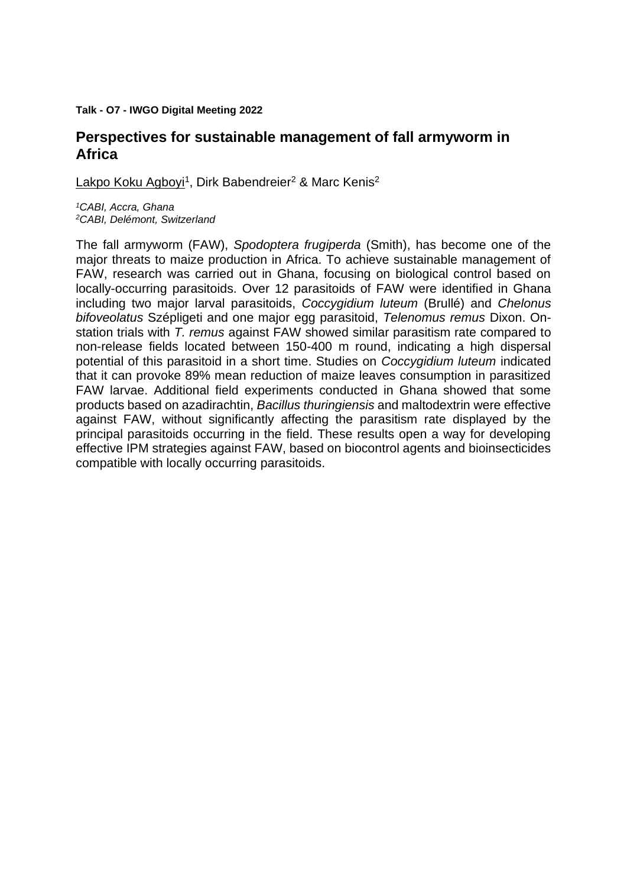**Talk - O7 - IWGO Digital Meeting 2022**

## Perspectives for sustainable management of fall armyworm in Africa

Lakpo Koku Agboyi[1], Dirk Babendreier[2] & Marc Kenis[2]

*[1]CABI, Accra, Ghana*
*[2]CABI, Delémont, Switzerland*

The fall armyworm (FAW), *Spodoptera frugiperda* (Smith), has become one of the major threats to maize production in Africa. To achieve sustainable management of FAW, research was carried out in Ghana, focusing on biological control based on locally-occurring parasitoids. Over 12 parasitoids of FAW were identified in Ghana including two major larval parasitoids, *Coccygidium luteum* (Brullé) and *Chelonus bifoveolatus* Szépligeti and one major egg parasitoid, *Telenomus remus* Dixon. On-station trials with *T. remus* against FAW showed similar parasitism rate compared to non-release fields located between 150-400 m round, indicating a high dispersal potential of this parasitoid in a short time. Studies on *Coccygidium luteum* indicated that it can provoke 89% mean reduction of maize leaves consumption in parasitized FAW larvae. Additional field experiments conducted in Ghana showed that some products based on azadirachtin, *Bacillus thuringiensis* and maltodextrin were effective against FAW, without significantly affecting the parasitism rate displayed by the principal parasitoids occurring in the field. These results open a way for developing effective IPM strategies against FAW, based on biocontrol agents and bioinsecticides compatible with locally occurring parasitoids.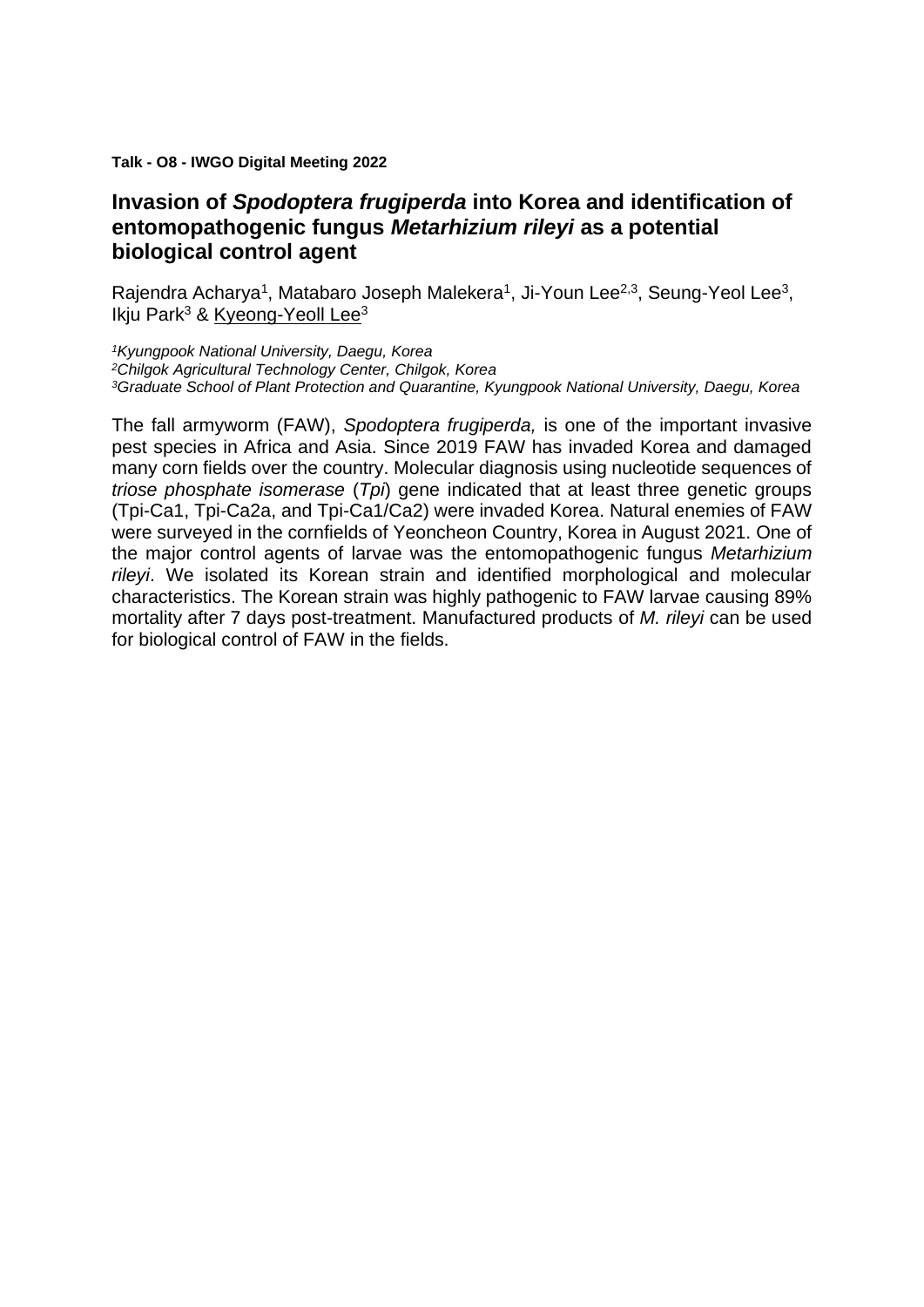**Talk - O8 - IWGO Digital Meeting 2022**

## Invasion of *Spodoptera frugiperda* into Korea and identification of entomopathogenic fungus *Metarhizium rileyi* as a potential biological control agent

Rajendra Acharya[1], Matabaro Joseph Malekera[1], Ji-Youn Lee[2,3], Seung-Yeol Lee[3], Ikju Park[3] & Kyeong-Yeoll Lee[3]

*[1]Kyungpook National University, Daegu, Korea*
*[2]Chilgok Agricultural Technology Center, Chilgok, Korea*
*[3]Graduate School of Plant Protection and Quarantine, Kyungpook National University, Daegu, Korea*

The fall armyworm (FAW), *Spodoptera frugiperda,* is one of the important invasive pest species in Africa and Asia. Since 2019 FAW has invaded Korea and damaged many corn fields over the country. Molecular diagnosis using nucleotide sequences of *triose phosphate isomerase* (*Tpi*) gene indicated that at least three genetic groups (Tpi-Ca1, Tpi-Ca2a, and Tpi-Ca1/Ca2) were invaded Korea. Natural enemies of FAW were surveyed in the cornfields of Yeoncheon Country, Korea in August 2021. One of the major control agents of larvae was the entomopathogenic fungus *Metarhizium rileyi*. We isolated its Korean strain and identified morphological and molecular characteristics. The Korean strain was highly pathogenic to FAW larvae causing 89% mortality after 7 days post-treatment. Manufactured products of *M. rileyi* can be used for biological control of FAW in the fields.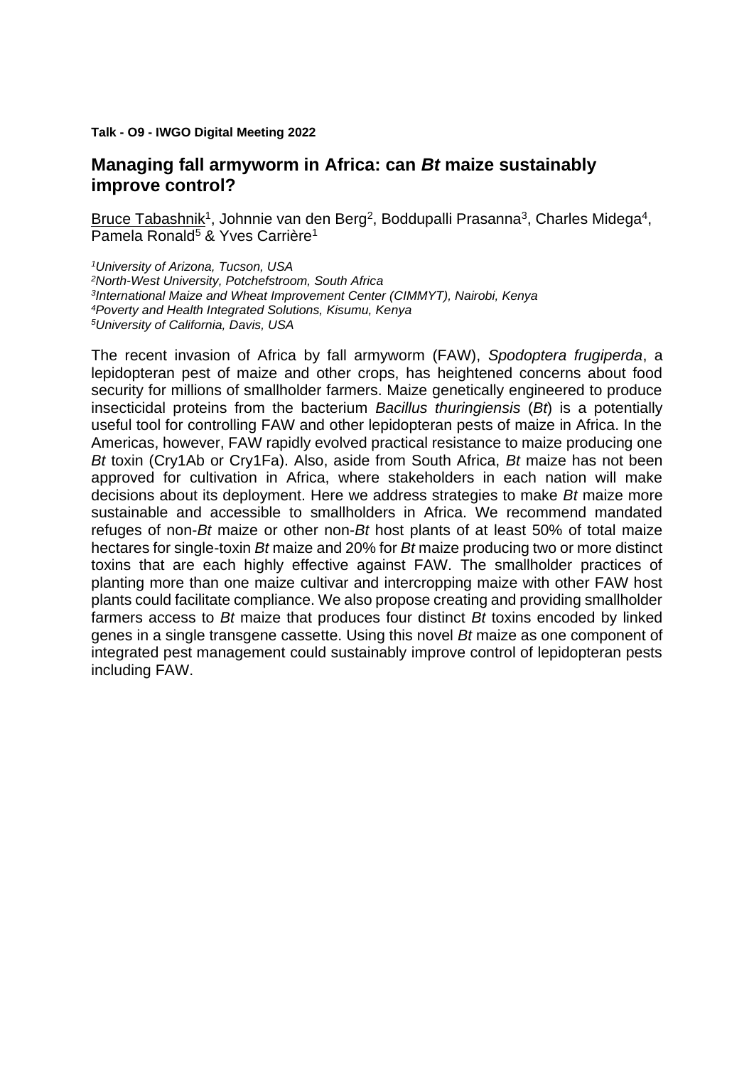**Talk - O9 - IWGO Digital Meeting 2022**

## Managing fall armyworm in Africa: can *Bt* maize sustainably improve control?

Bruce Tabashnik[1], Johnnie van den Berg[2], Boddupalli Prasanna[3], Charles Midega[4], Pamela Ronald[5] & Yves Carrière[1]

*[1]University of Arizona, Tucson, USA*
*[2]North-West University, Potchefstroom, South Africa*
*[3]International Maize and Wheat Improvement Center (CIMMYT), Nairobi, Kenya*
*[4]Poverty and Health Integrated Solutions, Kisumu, Kenya*
*[5]University of California, Davis, USA*

The recent invasion of Africa by fall armyworm (FAW), *Spodoptera frugiperda*, a lepidopteran pest of maize and other crops, has heightened concerns about food security for millions of smallholder farmers. Maize genetically engineered to produce insecticidal proteins from the bacterium *Bacillus thuringiensis* (*Bt*) is a potentially useful tool for controlling FAW and other lepidopteran pests of maize in Africa. In the Americas, however, FAW rapidly evolved practical resistance to maize producing one *Bt* toxin (Cry1Ab or Cry1Fa). Also, aside from South Africa, *Bt* maize has not been approved for cultivation in Africa, where stakeholders in each nation will make decisions about its deployment. Here we address strategies to make *Bt* maize more sustainable and accessible to smallholders in Africa. We recommend mandated refuges of non-*Bt* maize or other non-*Bt* host plants of at least 50% of total maize hectares for single-toxin *Bt* maize and 20% for *Bt* maize producing two or more distinct toxins that are each highly effective against FAW. The smallholder practices of planting more than one maize cultivar and intercropping maize with other FAW host plants could facilitate compliance. We also propose creating and providing smallholder farmers access to *Bt* maize that produces four distinct *Bt* toxins encoded by linked genes in a single transgene cassette. Using this novel *Bt* maize as one component of integrated pest management could sustainably improve control of lepidopteran pests including FAW.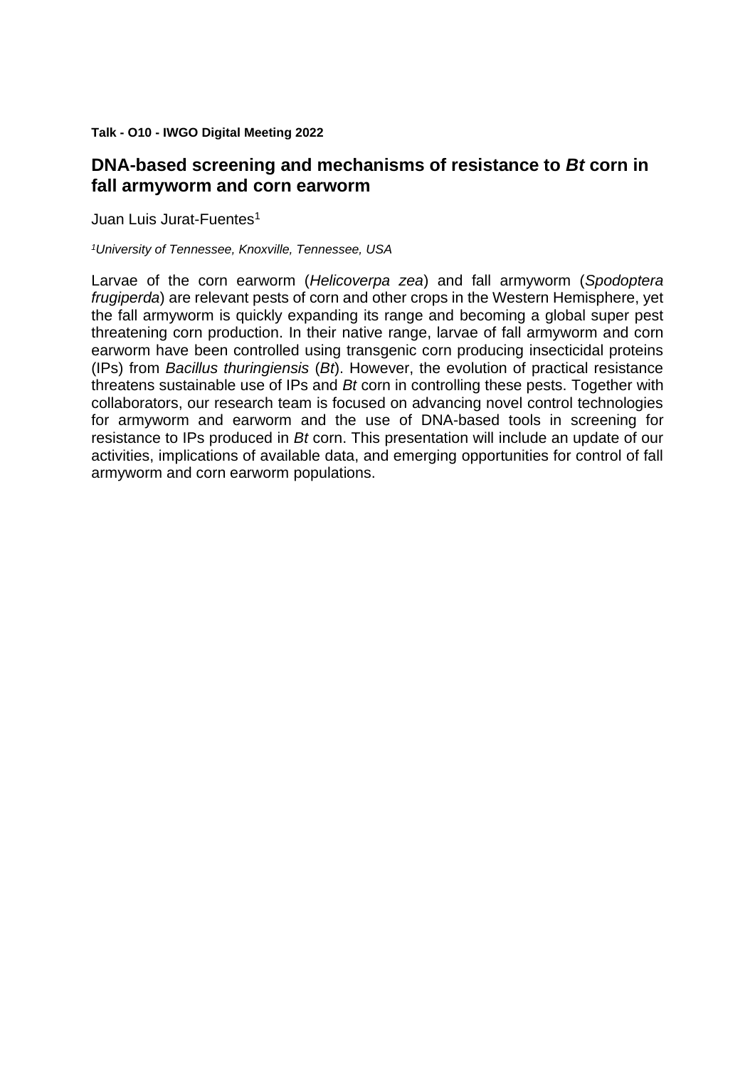**Talk - O10 - IWGO Digital Meeting 2022**

## DNA-based screening and mechanisms of resistance to *Bt* corn in fall armyworm and corn earworm

Juan Luis Jurat-Fuentes[1]

*[1]University of Tennessee, Knoxville, Tennessee, USA*

Larvae of the corn earworm (*Helicoverpa zea*) and fall armyworm (*Spodoptera frugiperda*) are relevant pests of corn and other crops in the Western Hemisphere, yet the fall armyworm is quickly expanding its range and becoming a global super pest threatening corn production. In their native range, larvae of fall armyworm and corn earworm have been controlled using transgenic corn producing insecticidal proteins (IPs) from *Bacillus thuringiensis* (*Bt*). However, the evolution of practical resistance threatens sustainable use of IPs and *Bt* corn in controlling these pests. Together with collaborators, our research team is focused on advancing novel control technologies for armyworm and earworm and the use of DNA-based tools in screening for resistance to IPs produced in *Bt* corn. This presentation will include an update of our activities, implications of available data, and emerging opportunities for control of fall armyworm and corn earworm populations.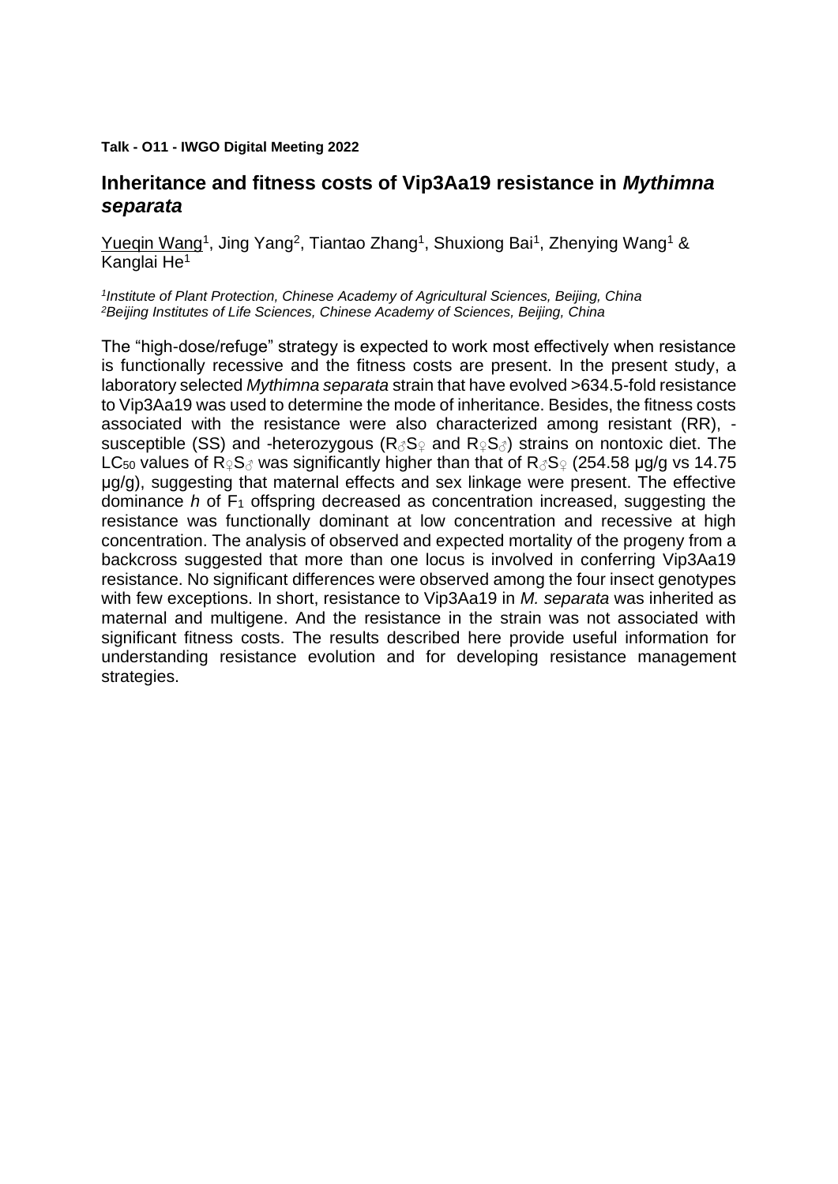**Talk - O11 - IWGO Digital Meeting 2022**

## Inheritance and fitness costs of Vip3Aa19 resistance in *Mythimna separata*

Yueqin Wang[1], Jing Yang[2], Tiantao Zhang[1], Shuxiong Bai[1], Zhenying Wang[1] & Kanglai He[1]

*[1]Institute of Plant Protection, Chinese Academy of Agricultural Sciences, Beijing, China*
*[2]Beijing Institutes of Life Sciences, Chinese Academy of Sciences, Beijing, China*

The "high-dose/refuge" strategy is expected to work most effectively when resistance is functionally recessive and the fitness costs are present. In the present study, a laboratory selected *Mythimna separata* strain that have evolved >634.5-fold resistance to Vip3Aa19 was used to determine the mode of inheritance. Besides, the fitness costs associated with the resistance were also characterized among resistant (RR), -susceptible (SS) and -heterozygous (R♂S♀ and R♀S♂) strains on nontoxic diet. The $LC_{50}$ values of R♀S♂ was significantly higher than that of R♂S♀ (254.58 μg/g vs 14.75 μg/g), suggesting that maternal effects and sex linkage were present. The effective dominance *h* of $F_1$ offspring decreased as concentration increased, suggesting the resistance was functionally dominant at low concentration and recessive at high concentration. The analysis of observed and expected mortality of the progeny from a backcross suggested that more than one locus is involved in conferring Vip3Aa19 resistance. No significant differences were observed among the four insect genotypes with few exceptions. In short, resistance to Vip3Aa19 in *M. separata* was inherited as maternal and multigene. And the resistance in the strain was not associated with significant fitness costs. The results described here provide useful information for understanding resistance evolution and for developing resistance management strategies.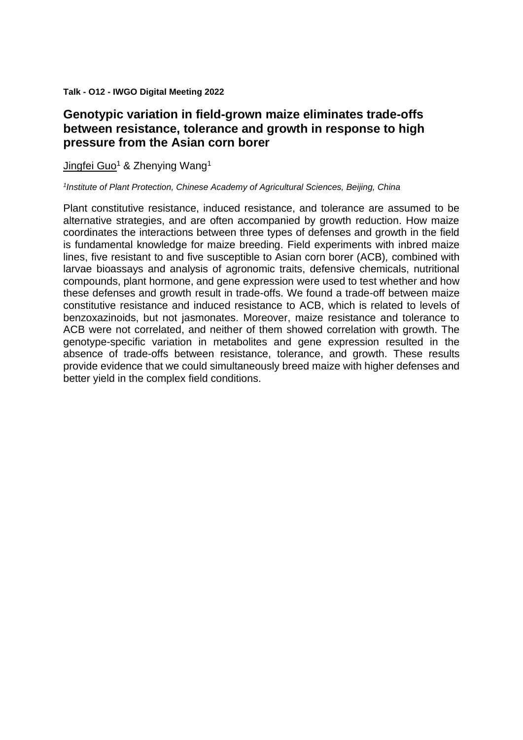**Talk - O12 - IWGO Digital Meeting 2022**

## Genotypic variation in field-grown maize eliminates trade-offs between resistance, tolerance and growth in response to high pressure from the Asian corn borer

Jingfei Guo[1] & Zhenying Wang[1]

*[1]Institute of Plant Protection, Chinese Academy of Agricultural Sciences, Beijing, China*

Plant constitutive resistance, induced resistance, and tolerance are assumed to be alternative strategies, and are often accompanied by growth reduction. How maize coordinates the interactions between three types of defenses and growth in the field is fundamental knowledge for maize breeding. Field experiments with inbred maize lines, five resistant to and five susceptible to Asian corn borer (ACB), combined with larvae bioassays and analysis of agronomic traits, defensive chemicals, nutritional compounds, plant hormone, and gene expression were used to test whether and how these defenses and growth result in trade-offs. We found a trade-off between maize constitutive resistance and induced resistance to ACB, which is related to levels of benzoxazinoids, but not jasmonates. Moreover, maize resistance and tolerance to ACB were not correlated, and neither of them showed correlation with growth. The genotype-specific variation in metabolites and gene expression resulted in the absence of trade-offs between resistance, tolerance, and growth. These results provide evidence that we could simultaneously breed maize with higher defenses and better yield in the complex field conditions.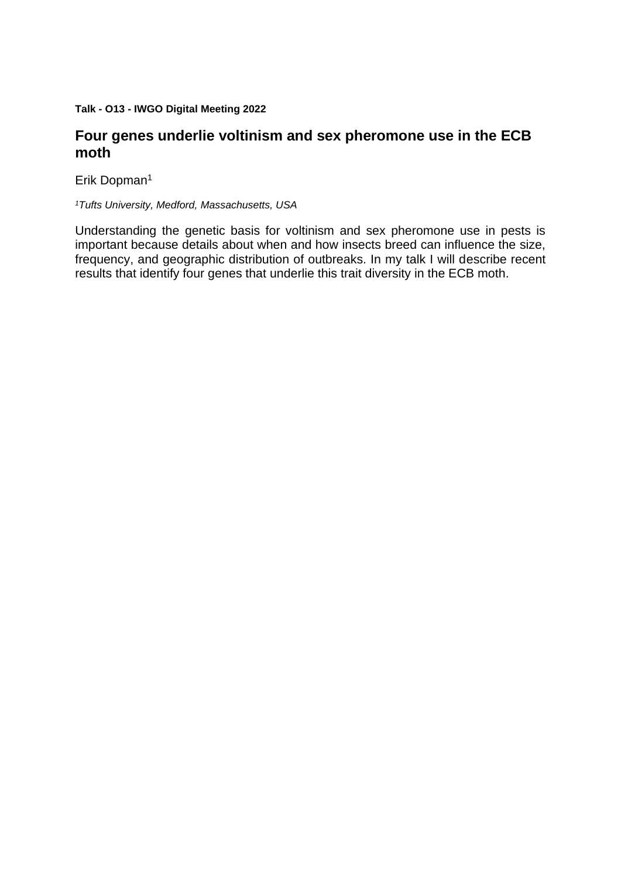**Talk - O13 - IWGO Digital Meeting 2022**

## Four genes underlie voltinism and sex pheromone use in the ECB moth

Erik Dopman[1]

*[1]Tufts University, Medford, Massachusetts, USA*

Understanding the genetic basis for voltinism and sex pheromone use in pests is important because details about when and how insects breed can influence the size, frequency, and geographic distribution of outbreaks. In my talk I will describe recent results that identify four genes that underlie this trait diversity in the ECB moth.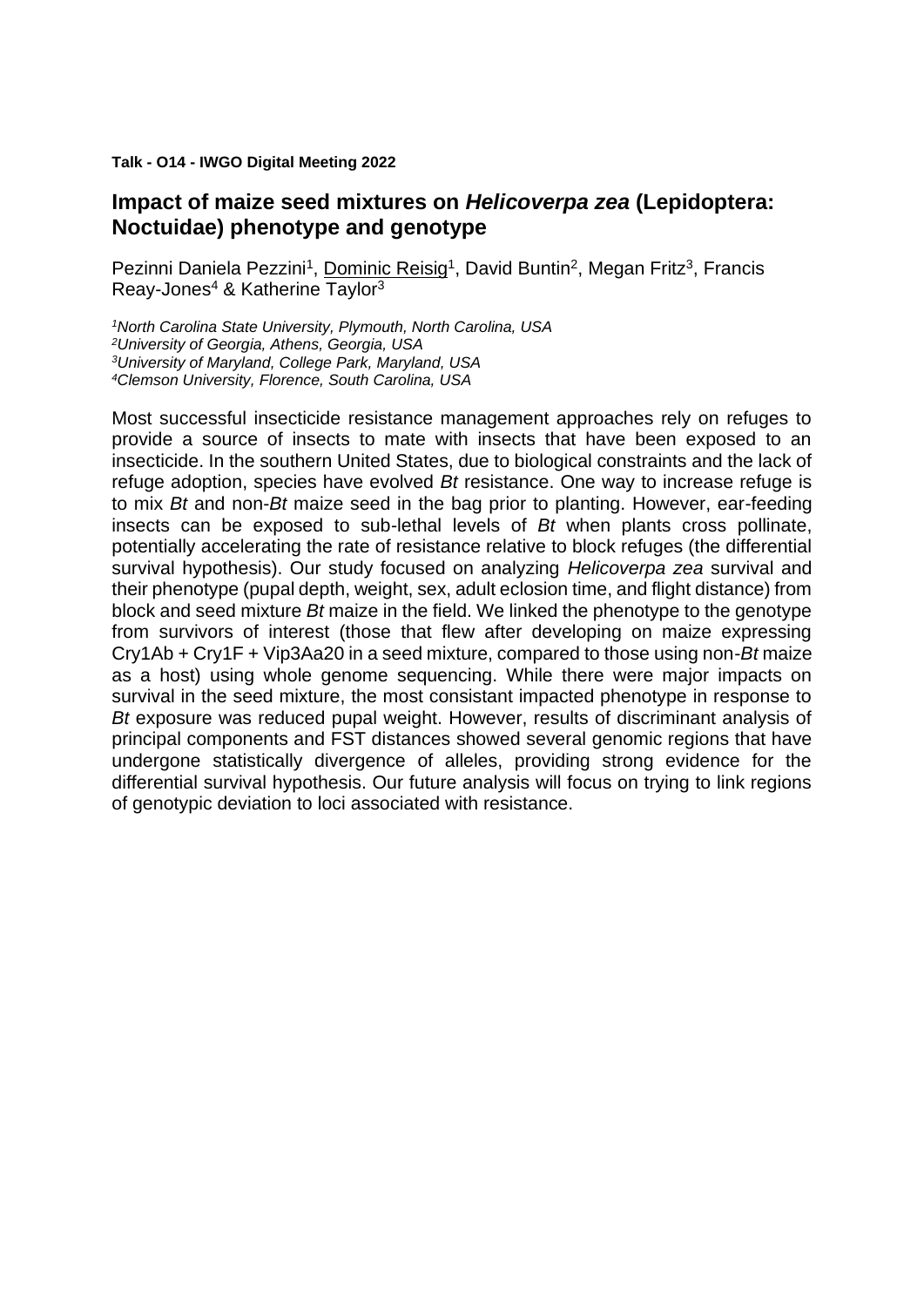**Talk - O14 - IWGO Digital Meeting 2022**

## Impact of maize seed mixtures on *Helicoverpa zea* (Lepidoptera: Noctuidae) phenotype and genotype

Pezinni Daniela Pezzini[1], Dominic Reisig[1], David Buntin[2], Megan Fritz[3], Francis Reay-Jones[4] & Katherine Taylor[3]

*[1]North Carolina State University, Plymouth, North Carolina, USA*
*[2]University of Georgia, Athens, Georgia, USA*
*[3]University of Maryland, College Park, Maryland, USA*
*[4]Clemson University, Florence, South Carolina, USA*

Most successful insecticide resistance management approaches rely on refuges to provide a source of insects to mate with insects that have been exposed to an insecticide. In the southern United States, due to biological constraints and the lack of refuge adoption, species have evolved *Bt* resistance. One way to increase refuge is to mix *Bt* and non-*Bt* maize seed in the bag prior to planting. However, ear-feeding insects can be exposed to sub-lethal levels of *Bt* when plants cross pollinate, potentially accelerating the rate of resistance relative to block refuges (the differential survival hypothesis). Our study focused on analyzing *Helicoverpa zea* survival and their phenotype (pupal depth, weight, sex, adult eclosion time, and flight distance) from block and seed mixture *Bt* maize in the field. We linked the phenotype to the genotype from survivors of interest (those that flew after developing on maize expressing Cry1Ab + Cry1F + Vip3Aa20 in a seed mixture, compared to those using non-*Bt* maize as a host) using whole genome sequencing. While there were major impacts on survival in the seed mixture, the most consistant impacted phenotype in response to *Bt* exposure was reduced pupal weight. However, results of discriminant analysis of principal components and FST distances showed several genomic regions that have undergone statistically divergence of alleles, providing strong evidence for the differential survival hypothesis. Our future analysis will focus on trying to link regions of genotypic deviation to loci associated with resistance.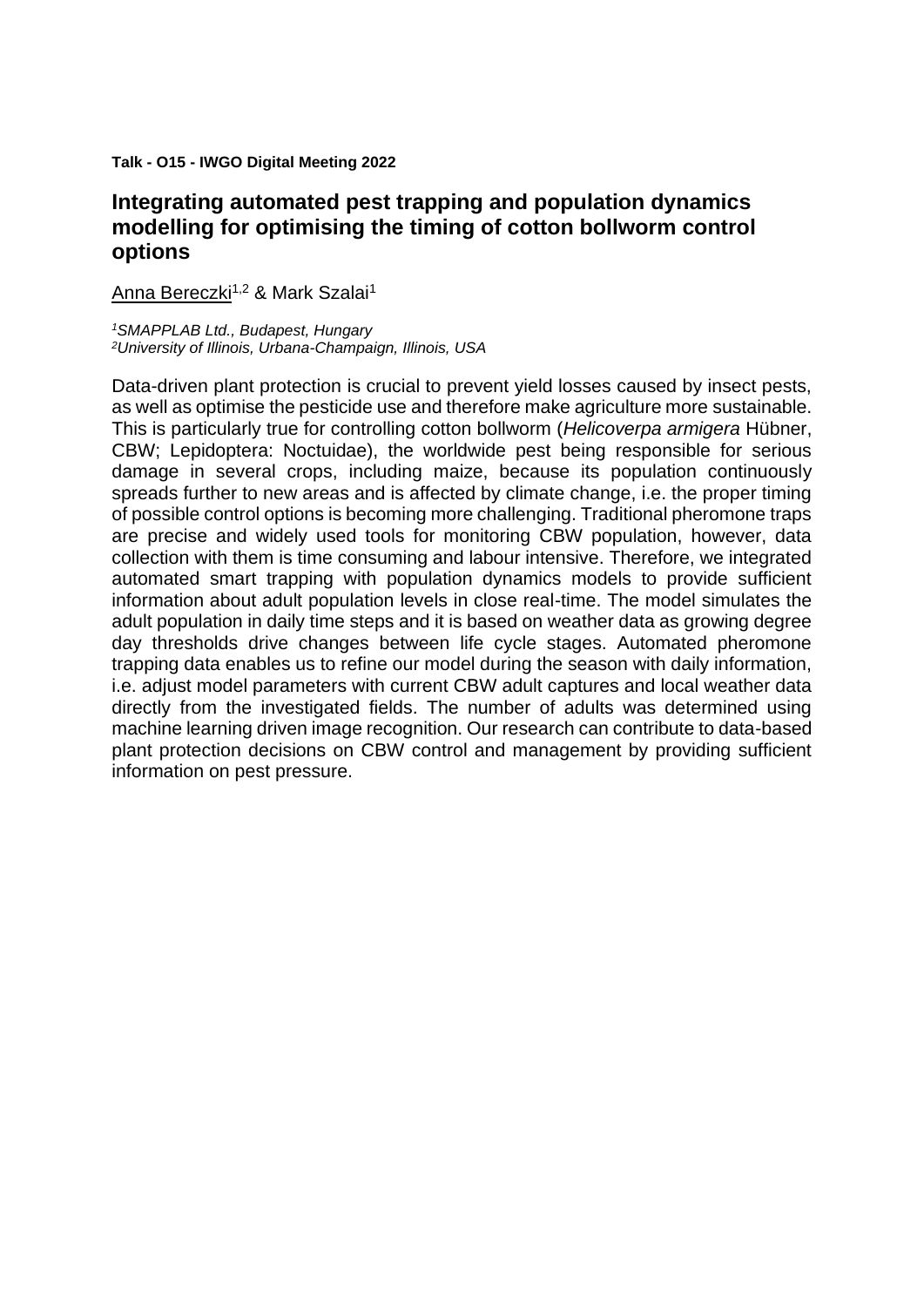**Talk - O15 - IWGO Digital Meeting 2022**

## Integrating automated pest trapping and population dynamics modelling for optimising the timing of cotton bollworm control options

Anna Bereczki[1,2] & Mark Szalai[1]

*[1]SMAPPLAB Ltd., Budapest, Hungary*
*[2]University of Illinois, Urbana-Champaign, Illinois, USA*

Data-driven plant protection is crucial to prevent yield losses caused by insect pests, as well as optimise the pesticide use and therefore make agriculture more sustainable. This is particularly true for controlling cotton bollworm (*Helicoverpa armigera* Hübner, CBW; Lepidoptera: Noctuidae), the worldwide pest being responsible for serious damage in several crops, including maize, because its population continuously spreads further to new areas and is affected by climate change, i.e. the proper timing of possible control options is becoming more challenging. Traditional pheromone traps are precise and widely used tools for monitoring CBW population, however, data collection with them is time consuming and labour intensive. Therefore, we integrated automated smart trapping with population dynamics models to provide sufficient information about adult population levels in close real-time. The model simulates the adult population in daily time steps and it is based on weather data as growing degree day thresholds drive changes between life cycle stages. Automated pheromone trapping data enables us to refine our model during the season with daily information, i.e. adjust model parameters with current CBW adult captures and local weather data directly from the investigated fields. The number of adults was determined using machine learning driven image recognition. Our research can contribute to data-based plant protection decisions on CBW control and management by providing sufficient information on pest pressure.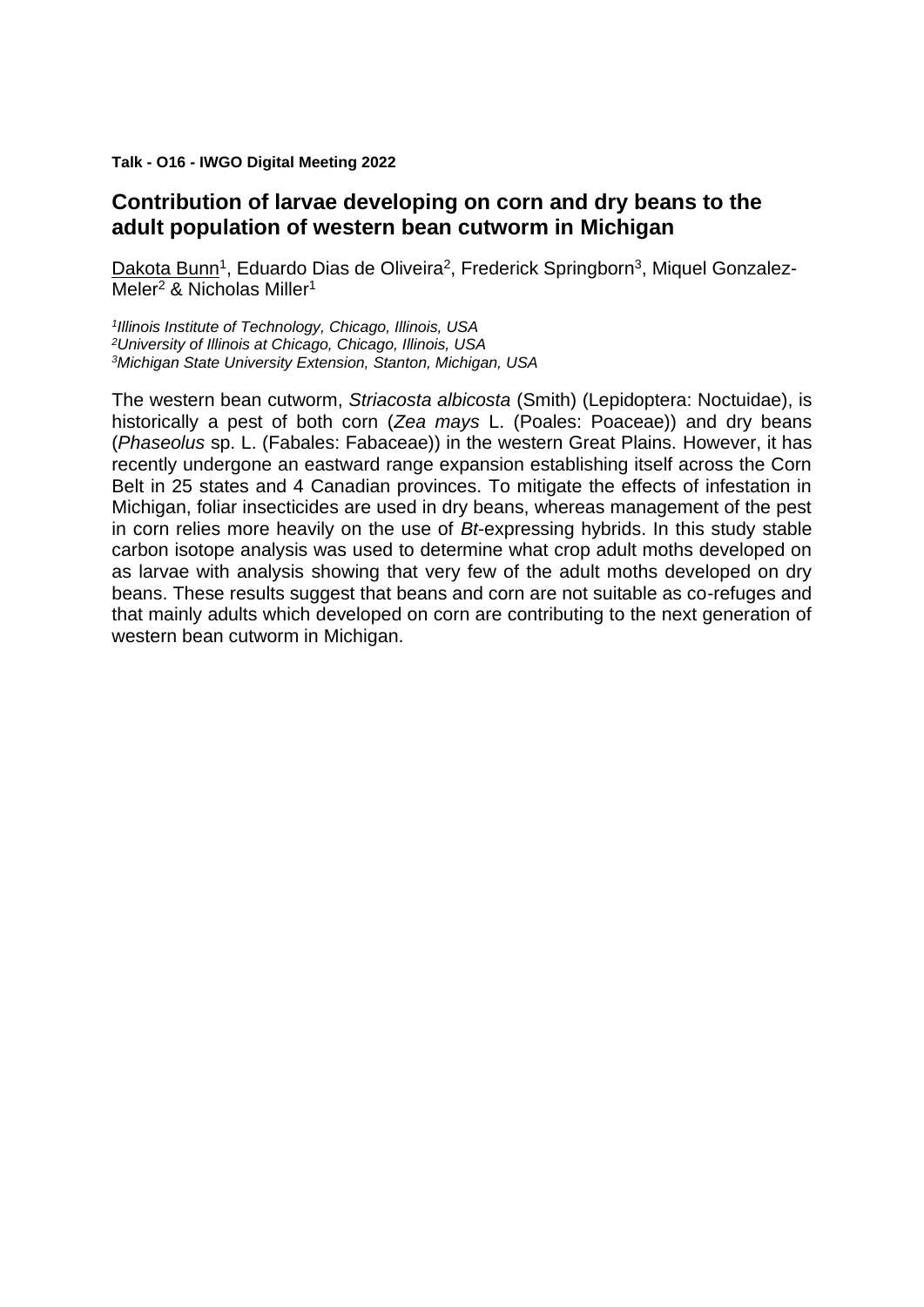**Talk - O16 - IWGO Digital Meeting 2022**

## Contribution of larvae developing on corn and dry beans to the adult population of western bean cutworm in Michigan

Dakota Bunn[1], Eduardo Dias de Oliveira[2], Frederick Springborn[3], Miquel Gonzalez-Meler[2] & Nicholas Miller[1]

*[1]Illinois Institute of Technology, Chicago, Illinois, USA*
*[2]University of Illinois at Chicago, Chicago, Illinois, USA*
*[3]Michigan State University Extension, Stanton, Michigan, USA*

The western bean cutworm, *Striacosta albicosta* (Smith) (Lepidoptera: Noctuidae), is historically a pest of both corn (*Zea mays* L. (Poales: Poaceae)) and dry beans (*Phaseolus* sp. L. (Fabales: Fabaceae)) in the western Great Plains. However, it has recently undergone an eastward range expansion establishing itself across the Corn Belt in 25 states and 4 Canadian provinces. To mitigate the effects of infestation in Michigan, foliar insecticides are used in dry beans, whereas management of the pest in corn relies more heavily on the use of *Bt*-expressing hybrids. In this study stable carbon isotope analysis was used to determine what crop adult moths developed on as larvae with analysis showing that very few of the adult moths developed on dry beans. These results suggest that beans and corn are not suitable as co-refuges and that mainly adults which developed on corn are contributing to the next generation of western bean cutworm in Michigan.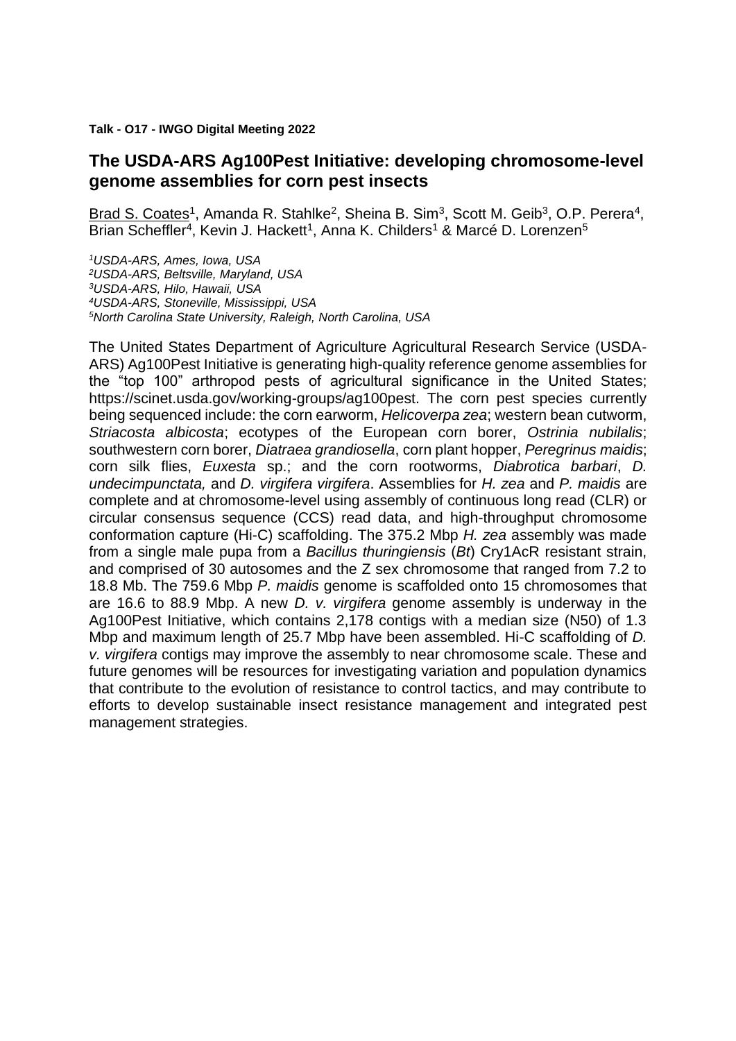**Talk - O17 - IWGO Digital Meeting 2022**

## The USDA-ARS Ag100Pest Initiative: developing chromosome-level genome assemblies for corn pest insects

Brad S. Coates[1], Amanda R. Stahlke[2], Sheina B. Sim[3], Scott M. Geib[3], O.P. Perera[4], Brian Scheffler[4], Kevin J. Hackett[1], Anna K. Childers[1] & Marcé D. Lorenzen[5]

*[1]USDA-ARS, Ames, Iowa, USA*
*[2]USDA-ARS, Beltsville, Maryland, USA*
*[3]USDA-ARS, Hilo, Hawaii, USA*
*[4]USDA-ARS, Stoneville, Mississippi, USA*
*[5]North Carolina State University, Raleigh, North Carolina, USA*

The United States Department of Agriculture Agricultural Research Service (USDA-ARS) Ag100Pest Initiative is generating high-quality reference genome assemblies for the "top 100" arthropod pests of agricultural significance in the United States; https://scinet.usda.gov/working-groups/ag100pest. The corn pest species currently being sequenced include: the corn earworm, *Helicoverpa zea*; western bean cutworm, *Striacosta albicosta*; ecotypes of the European corn borer, *Ostrinia nubilalis*; southwestern corn borer, *Diatraea grandiosella*, corn plant hopper, *Peregrinus maidis*; corn silk flies, *Euxesta* sp.; and the corn rootworms, *Diabrotica barbari*, *D. undecimpunctata,* and *D. virgifera virgifera*. Assemblies for *H. zea* and *P. maidis* are complete and at chromosome-level using assembly of continuous long read (CLR) or circular consensus sequence (CCS) read data, and high-throughput chromosome conformation capture (Hi-C) scaffolding. The 375.2 Mbp *H. zea* assembly was made from a single male pupa from a *Bacillus thuringiensis* (*Bt*) Cry1AcR resistant strain, and comprised of 30 autosomes and the Z sex chromosome that ranged from 7.2 to 18.8 Mb. The 759.6 Mbp *P. maidis* genome is scaffolded onto 15 chromosomes that are 16.6 to 88.9 Mbp. A new *D. v. virgifera* genome assembly is underway in the Ag100Pest Initiative, which contains 2,178 contigs with a median size (N50) of 1.3 Mbp and maximum length of 25.7 Mbp have been assembled. Hi-C scaffolding of *D. v. virgifera* contigs may improve the assembly to near chromosome scale. These and future genomes will be resources for investigating variation and population dynamics that contribute to the evolution of resistance to control tactics, and may contribute to efforts to develop sustainable insect resistance management and integrated pest management strategies.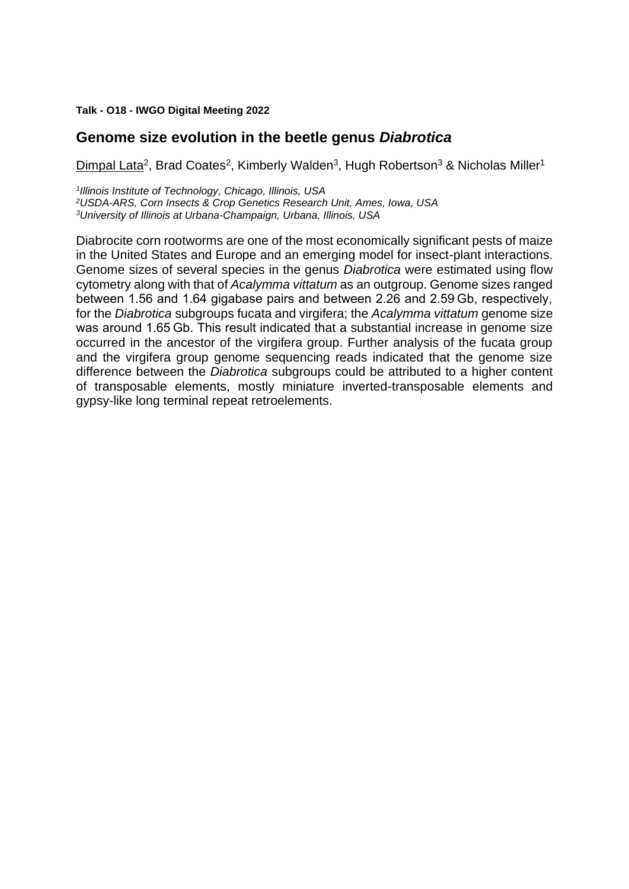**Talk - O18 - IWGO Digital Meeting 2022**

## Genome size evolution in the beetle genus *Diabrotica*

Dimpal Lata[2], Brad Coates[2], Kimberly Walden[3], Hugh Robertson[3] & Nicholas Miller[1]

*[1]Illinois Institute of Technology, Chicago, Illinois, USA*
*[2]USDA-ARS, Corn Insects & Crop Genetics Research Unit, Ames, Iowa, USA*
*[3]University of Illinois at Urbana-Champaign, Urbana, Illinois, USA*

Diabrocite corn rootworms are one of the most economically significant pests of maize in the United States and Europe and an emerging model for insect-plant interactions. Genome sizes of several species in the genus *Diabrotica* were estimated using flow cytometry along with that of *Acalymma vittatum* as an outgroup. Genome sizes ranged between 1.56 and 1.64 gigabase pairs and between 2.26 and 2.59 Gb, respectively, for the *Diabrotica* subgroups fucata and virgifera; the *Acalymma vittatum* genome size was around 1.65 Gb. This result indicated that a substantial increase in genome size occurred in the ancestor of the virgifera group. Further analysis of the fucata group and the virgifera group genome sequencing reads indicated that the genome size difference between the *Diabrotica* subgroups could be attributed to a higher content of transposable elements, mostly miniature inverted-transposable elements and gypsy-like long terminal repeat retroelements.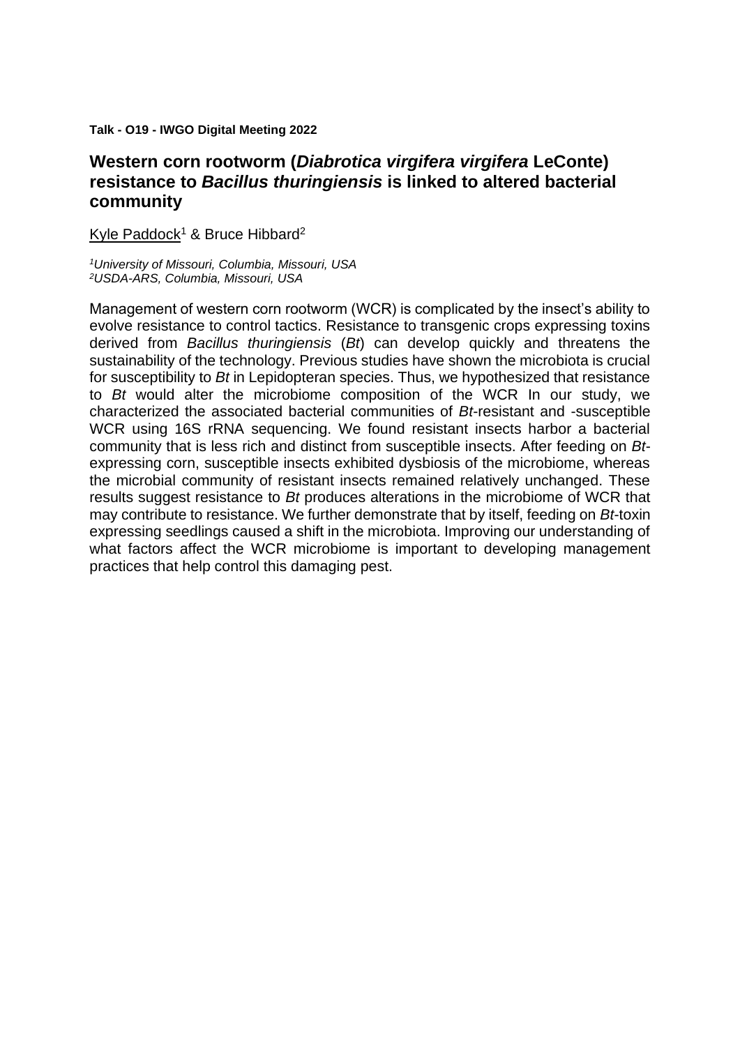**Talk - O19 - IWGO Digital Meeting 2022**

## Western corn rootworm (*Diabrotica virgifera virgifera* LeConte) resistance to *Bacillus thuringiensis* is linked to altered bacterial community

Kyle Paddock[1] & Bruce Hibbard[2]

*[1]University of Missouri, Columbia, Missouri, USA*
*[2]USDA-ARS, Columbia, Missouri, USA*

Management of western corn rootworm (WCR) is complicated by the insect's ability to evolve resistance to control tactics. Resistance to transgenic crops expressing toxins derived from *Bacillus thuringiensis* (*Bt*) can develop quickly and threatens the sustainability of the technology. Previous studies have shown the microbiota is crucial for susceptibility to *Bt* in Lepidopteran species. Thus, we hypothesized that resistance to *Bt* would alter the microbiome composition of the WCR In our study, we characterized the associated bacterial communities of *Bt*-resistant and -susceptible WCR using 16S rRNA sequencing. We found resistant insects harbor a bacterial community that is less rich and distinct from susceptible insects. After feeding on *Bt*-expressing corn, susceptible insects exhibited dysbiosis of the microbiome, whereas the microbial community of resistant insects remained relatively unchanged. These results suggest resistance to *Bt* produces alterations in the microbiome of WCR that may contribute to resistance. We further demonstrate that by itself, feeding on *Bt*-toxin expressing seedlings caused a shift in the microbiota. Improving our understanding of what factors affect the WCR microbiome is important to developing management practices that help control this damaging pest.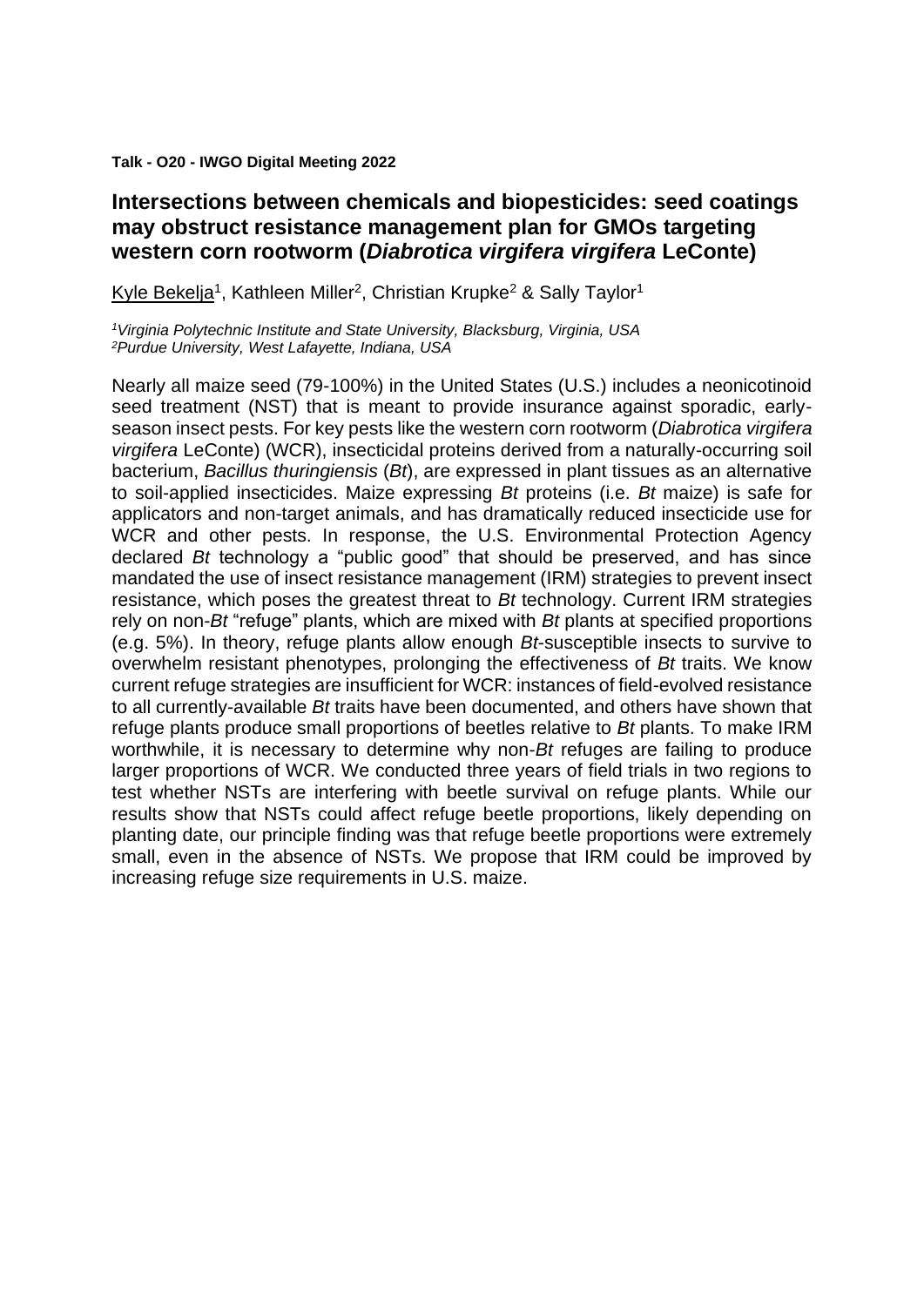**Talk - O20 - IWGO Digital Meeting 2022**

## Intersections between chemicals and biopesticides: seed coatings may obstruct resistance management plan for GMOs targeting western corn rootworm (*Diabrotica virgifera virgifera* LeConte)

Kyle Bekelja[1], Kathleen Miller[2], Christian Krupke[2] & Sally Taylor[1]

*[1]Virginia Polytechnic Institute and State University, Blacksburg, Virginia, USA*
*[2]Purdue University, West Lafayette, Indiana, USA*

Nearly all maize seed (79-100%) in the United States (U.S.) includes a neonicotinoid seed treatment (NST) that is meant to provide insurance against sporadic, early-season insect pests. For key pests like the western corn rootworm (*Diabrotica virgifera virgifera* LeConte) (WCR), insecticidal proteins derived from a naturally-occurring soil bacterium, *Bacillus thuringiensis* (*Bt*), are expressed in plant tissues as an alternative to soil-applied insecticides. Maize expressing *Bt* proteins (i.e. *Bt* maize) is safe for applicators and non-target animals, and has dramatically reduced insecticide use for WCR and other pests. In response, the U.S. Environmental Protection Agency declared *Bt* technology a "public good" that should be preserved, and has since mandated the use of insect resistance management (IRM) strategies to prevent insect resistance, which poses the greatest threat to *Bt* technology. Current IRM strategies rely on non-*Bt* "refuge" plants, which are mixed with *Bt* plants at specified proportions (e.g. 5%). In theory, refuge plants allow enough *Bt*-susceptible insects to survive to overwhelm resistant phenotypes, prolonging the effectiveness of *Bt* traits. We know current refuge strategies are insufficient for WCR: instances of field-evolved resistance to all currently-available *Bt* traits have been documented, and others have shown that refuge plants produce small proportions of beetles relative to *Bt* plants. To make IRM worthwhile, it is necessary to determine why non-*Bt* refuges are failing to produce larger proportions of WCR. We conducted three years of field trials in two regions to test whether NSTs are interfering with beetle survival on refuge plants. While our results show that NSTs could affect refuge beetle proportions, likely depending on planting date, our principle finding was that refuge beetle proportions were extremely small, even in the absence of NSTs. We propose that IRM could be improved by increasing refuge size requirements in U.S. maize.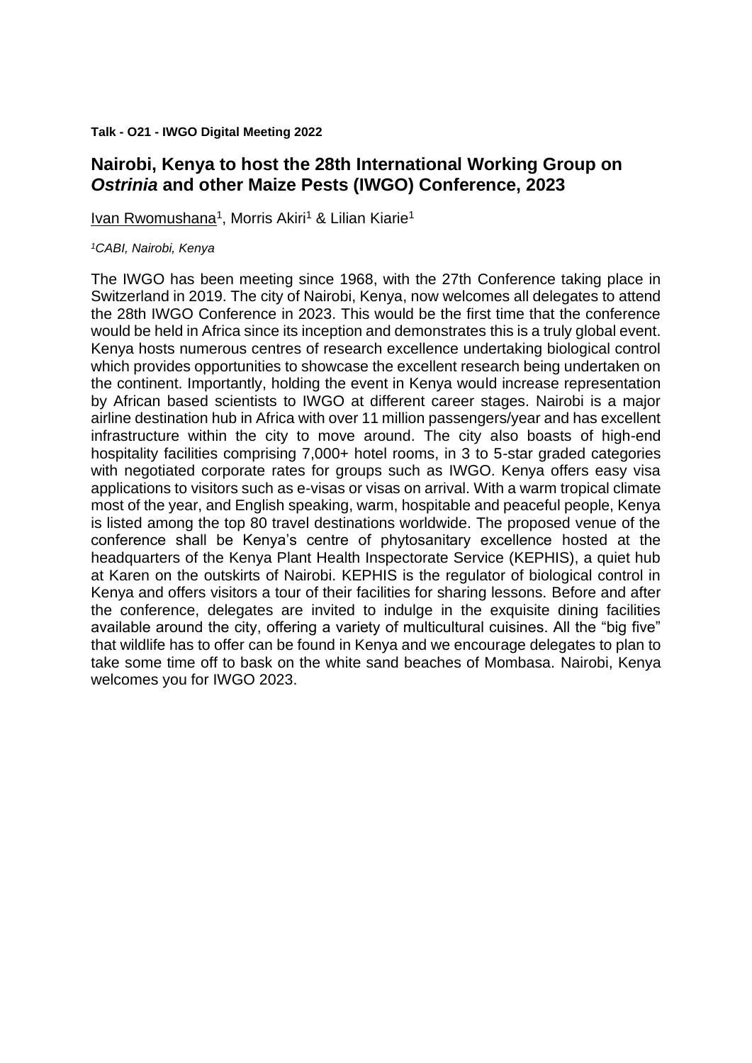**Talk - O21 - IWGO Digital Meeting 2022**

## Nairobi, Kenya to host the 28th International Working Group on *Ostrinia* and other Maize Pests (IWGO) Conference, 2023

Ivan Rwomushana[1], Morris Akiri[1] & Lilian Kiarie[1]

*[1]CABI, Nairobi, Kenya*

The IWGO has been meeting since 1968, with the 27th Conference taking place in Switzerland in 2019. The city of Nairobi, Kenya, now welcomes all delegates to attend the 28th IWGO Conference in 2023. This would be the first time that the conference would be held in Africa since its inception and demonstrates this is a truly global event. Kenya hosts numerous centres of research excellence undertaking biological control which provides opportunities to showcase the excellent research being undertaken on the continent. Importantly, holding the event in Kenya would increase representation by African based scientists to IWGO at different career stages. Nairobi is a major airline destination hub in Africa with over 11 million passengers/year and has excellent infrastructure within the city to move around. The city also boasts of high-end hospitality facilities comprising 7,000+ hotel rooms, in 3 to 5-star graded categories with negotiated corporate rates for groups such as IWGO. Kenya offers easy visa applications to visitors such as e-visas or visas on arrival. With a warm tropical climate most of the year, and English speaking, warm, hospitable and peaceful people, Kenya is listed among the top 80 travel destinations worldwide. The proposed venue of the conference shall be Kenya's centre of phytosanitary excellence hosted at the headquarters of the Kenya Plant Health Inspectorate Service (KEPHIS), a quiet hub at Karen on the outskirts of Nairobi. KEPHIS is the regulator of biological control in Kenya and offers visitors a tour of their facilities for sharing lessons. Before and after the conference, delegates are invited to indulge in the exquisite dining facilities available around the city, offering a variety of multicultural cuisines. All the "big five" that wildlife has to offer can be found in Kenya and we encourage delegates to plan to take some time off to bask on the white sand beaches of Mombasa. Nairobi, Kenya welcomes you for IWGO 2023.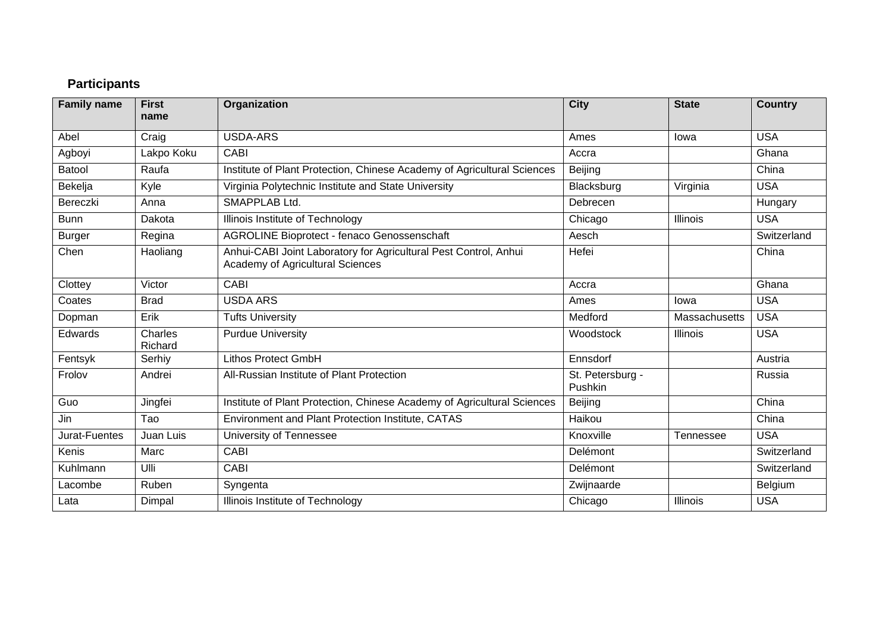## Participants

| Family name | First name | Organization | City | State | Country |
|---|---|---|---|---|---|
| Abel | Craig | USDA-ARS | Ames | Iowa | USA |
| Agboyi | Lakpo Koku | CABI | Accra | | Ghana |
| Batool | Raufa | Institute of Plant Protection, Chinese Academy of Agricultural Sciences | Beijing | | China |
| Bekelja | Kyle | Virginia Polytechnic Institute and State University | Blacksburg | Virginia | USA |
| Bereczki | Anna | SMAPPLAB Ltd. | Debrecen | | Hungary |
| Bunn | Dakota | Illinois Institute of Technology | Chicago | Illinois | USA |
| Burger | Regina | AGROLINE Bioprotect - fenaco Genossenschaft | Aesch | | Switzerland |
| Chen | Haoliang | Anhui-CABI Joint Laboratory for Agricultural Pest Control, Anhui Academy of Agricultural Sciences | Hefei | | China |
| Clottey | Victor | CABI | Accra | | Ghana |
| Coates | Brad | USDA ARS | Ames | Iowa | USA |
| Dopman | Erik | Tufts University | Medford | Massachusetts | USA |
| Edwards | Charles Richard | Purdue University | Woodstock | Illinois | USA |
| Fentsyk | Serhiy | Lithos Protect GmbH | Ennsdorf | | Austria |
| Frolov | Andrei | All-Russian Institute of Plant Protection | St. Petersburg - Pushkin | | Russia |
| Guo | Jingfei | Institute of Plant Protection, Chinese Academy of Agricultural Sciences | Beijing | | China |
| Jin | Tao | Environment and Plant Protection Institute, CATAS | Haikou | | China |
| Jurat-Fuentes | Juan Luis | University of Tennessee | Knoxville | Tennessee | USA |
| Kenis | Marc | CABI | Delémont | | Switzerland |
| Kuhlmann | Ulli | CABI | Delémont | | Switzerland |
| Lacombe | Ruben | Syngenta | Zwijnaarde | | Belgium |
| Lata | Dimpal | Illinois Institute of Technology | Chicago | Illinois | USA |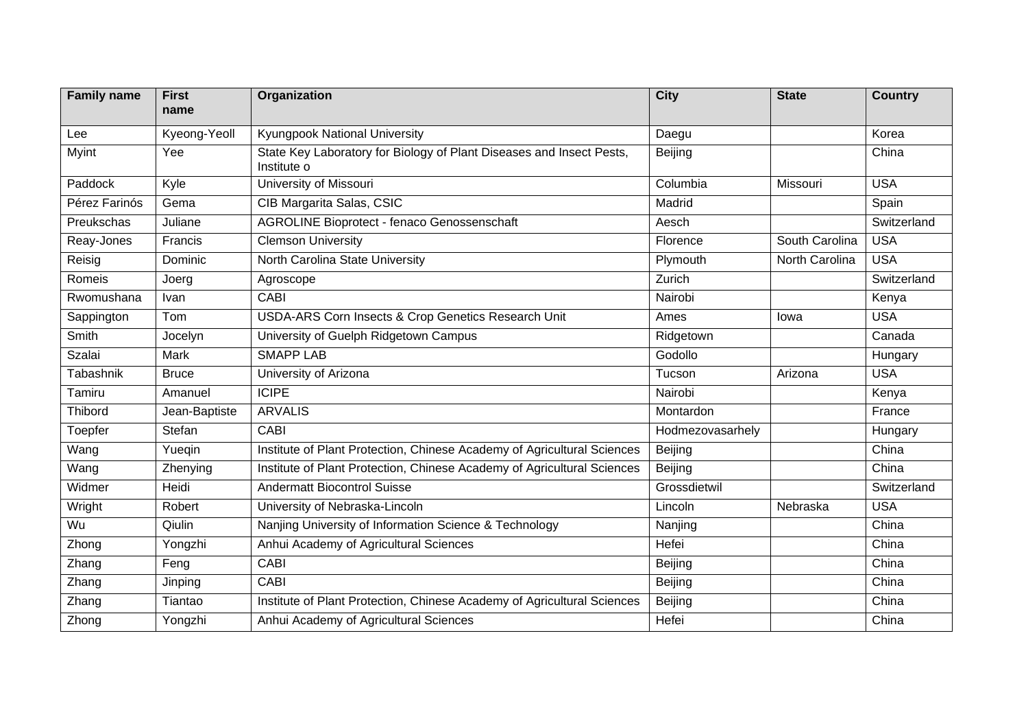| Family name | First name | Organization | City | State | Country |
|---|---|---|---|---|---|
| Lee | Kyeong-Yeoll | Kyungpook National University | Daegu | | Korea |
| Myint | Yee | State Key Laboratory for Biology of Plant Diseases and Insect Pests, Institute o | Beijing | | China |
| Paddock | Kyle | University of Missouri | Columbia | Missouri | USA |
| Pérez Farinós | Gema | CIB Margarita Salas, CSIC | Madrid | | Spain |
| Preukschas | Juliane | AGROLINE Bioprotect - fenaco Genossenschaft | Aesch | | Switzerland |
| Reay-Jones | Francis | Clemson University | Florence | South Carolina | USA |
| Reisig | Dominic | North Carolina State University | Plymouth | North Carolina | USA |
| Romeis | Joerg | Agroscope | Zurich | | Switzerland |
| Rwomushana | Ivan | CABI | Nairobi | | Kenya |
| Sappington | Tom | USDA-ARS Corn Insects & Crop Genetics Research Unit | Ames | Iowa | USA |
| Smith | Jocelyn | University of Guelph Ridgetown Campus | Ridgetown | | Canada |
| Szalai | Mark | SMAPP LAB | Godollo | | Hungary |
| Tabashnik | Bruce | University of Arizona | Tucson | Arizona | USA |
| Tamiru | Amanuel | ICIPE | Nairobi | | Kenya |
| Thibord | Jean-Baptiste | ARVALIS | Montardon | | France |
| Toepfer | Stefan | CABI | Hodmezovasarhely | | Hungary |
| Wang | Yueqin | Institute of Plant Protection, Chinese Academy of Agricultural Sciences | Beijing | | China |
| Wang | Zhenying | Institute of Plant Protection, Chinese Academy of Agricultural Sciences | Beijing | | China |
| Widmer | Heidi | Andermatt Biocontrol Suisse | Grossdietwil | | Switzerland |
| Wright | Robert | University of Nebraska-Lincoln | Lincoln | Nebraska | USA |
| Wu | Qiulin | Nanjing University of Information Science & Technology | Nanjing | | China |
| Zhong | Yongzhi | Anhui Academy of Agricultural Sciences | Hefei | | China |
| Zhang | Feng | CABI | Beijing | | China |
| Zhang | Jinping | CABI | Beijing | | China |
| Zhang | Tiantao | Institute of Plant Protection, Chinese Academy of Agricultural Sciences | Beijing | | China |
| Zhong | Yongzhi | Anhui Academy of Agricultural Sciences | Hefei | | China |